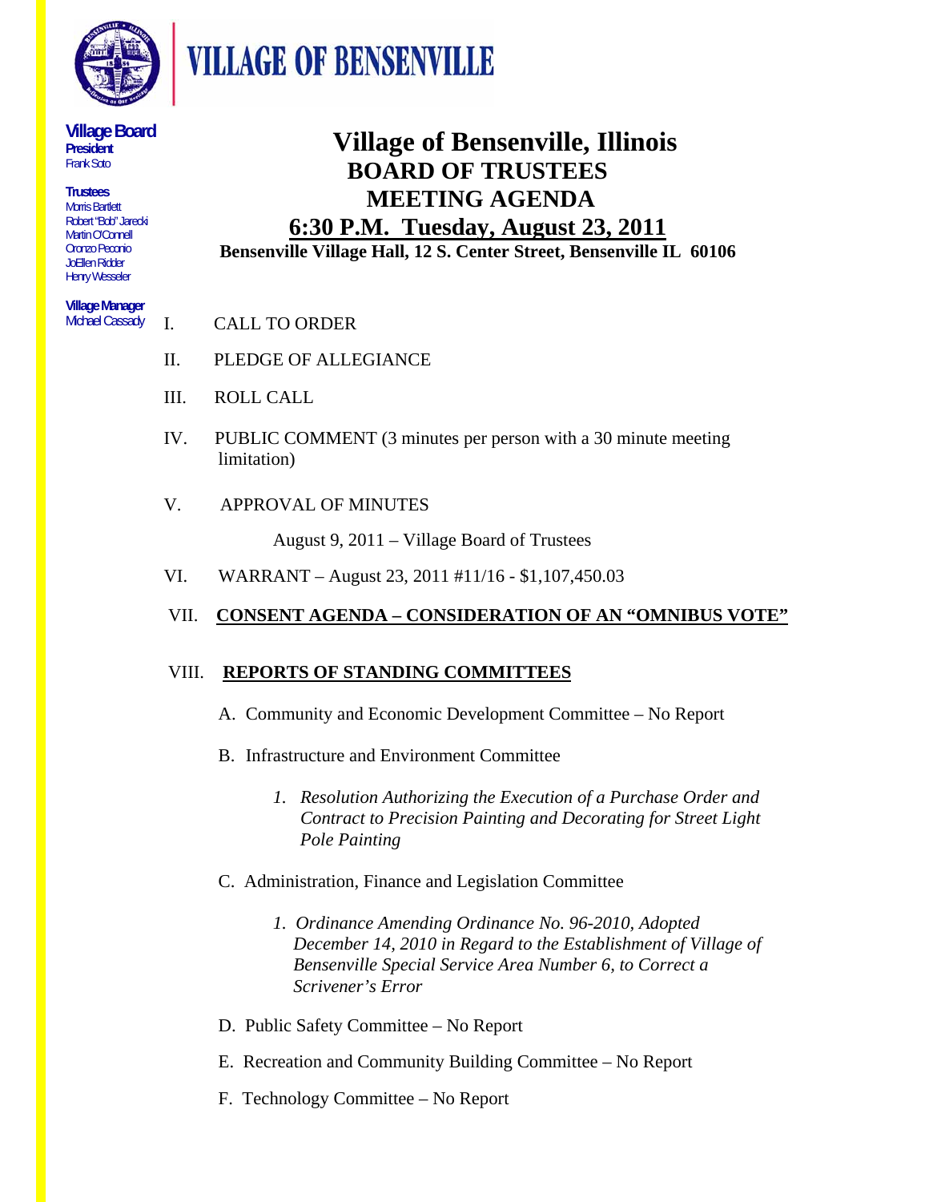# VILLAGE OF BENSENVILLE

**Village Board**
**President**
Frank Soto

**Trustees**
Morris Bartlett
Robert "Bob" Jarecki
Martin O'Connell
Oronzo Peconio
JoEllen Ridder
Henry Wesseler

**Village Manager**
Michael Cassady

# Village of Bensenville, Illinois
## BOARD OF TRUSTEES
## MEETING AGENDA
## 6:30 P.M. Tuesday, August 23, 2011

**Bensenville Village Hall, 12 S. Center Street, Bensenville IL 60106**

I. CALL TO ORDER

II. PLEDGE OF ALLEGIANCE

III. ROLL CALL

IV. PUBLIC COMMENT (3 minutes per person with a 30 minute meeting limitation)

V. APPROVAL OF MINUTES

August 9, 2011 – Village Board of Trustees

VI. WARRANT – August 23, 2011 #11/16 - $1,107,450.03

VII. **CONSENT AGENDA – CONSIDERATION OF AN "OMNIBUS VOTE"**

VIII. **REPORTS OF STANDING COMMITTEES**

A. Community and Economic Development Committee – No Report

B. Infrastructure and Environment Committee

1. *Resolution Authorizing the Execution of a Purchase Order and Contract to Precision Painting and Decorating for Street Light Pole Painting*

C. Administration, Finance and Legislation Committee

1. *Ordinance Amending Ordinance No. 96-2010, Adopted December 14, 2010 in Regard to the Establishment of Village of Bensenville Special Service Area Number 6, to Correct a Scrivener's Error*

D. Public Safety Committee – No Report

E. Recreation and Community Building Committee – No Report

F. Technology Committee – No Report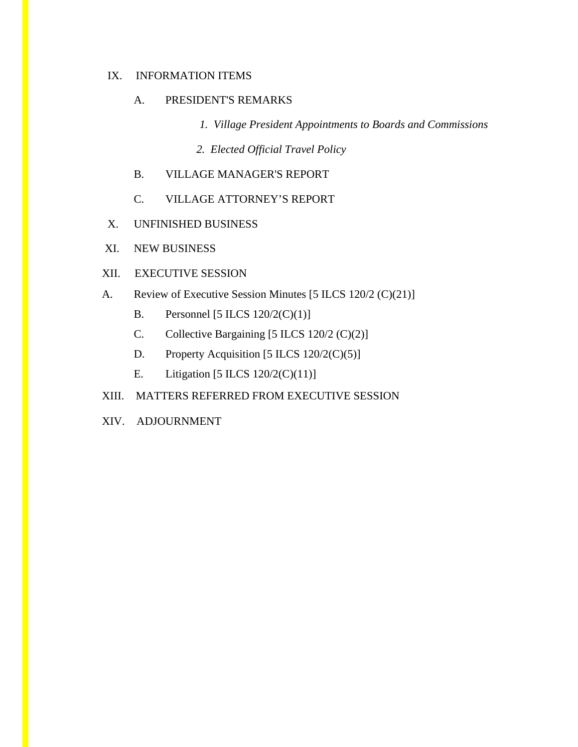IX. INFORMATION ITEMS

A. PRESIDENT'S REMARKS

1. *Village President Appointments to Boards and Commissions*

2. *Elected Official Travel Policy*

B. VILLAGE MANAGER'S REPORT

C. VILLAGE ATTORNEY'S REPORT

X. UNFINISHED BUSINESS

XI. NEW BUSINESS

XII. EXECUTIVE SESSION

A. Review of Executive Session Minutes [5 ILCS 120/2 (C)(21)]

B. Personnel [5 ILCS 120/2(C)(1)]

C. Collective Bargaining [5 ILCS 120/2 (C)(2)]

D. Property Acquisition [5 ILCS 120/2(C)(5)]

E. Litigation [5 ILCS 120/2(C)(11)]

XIII. MATTERS REFERRED FROM EXECUTIVE SESSION

XIV. ADJOURNMENT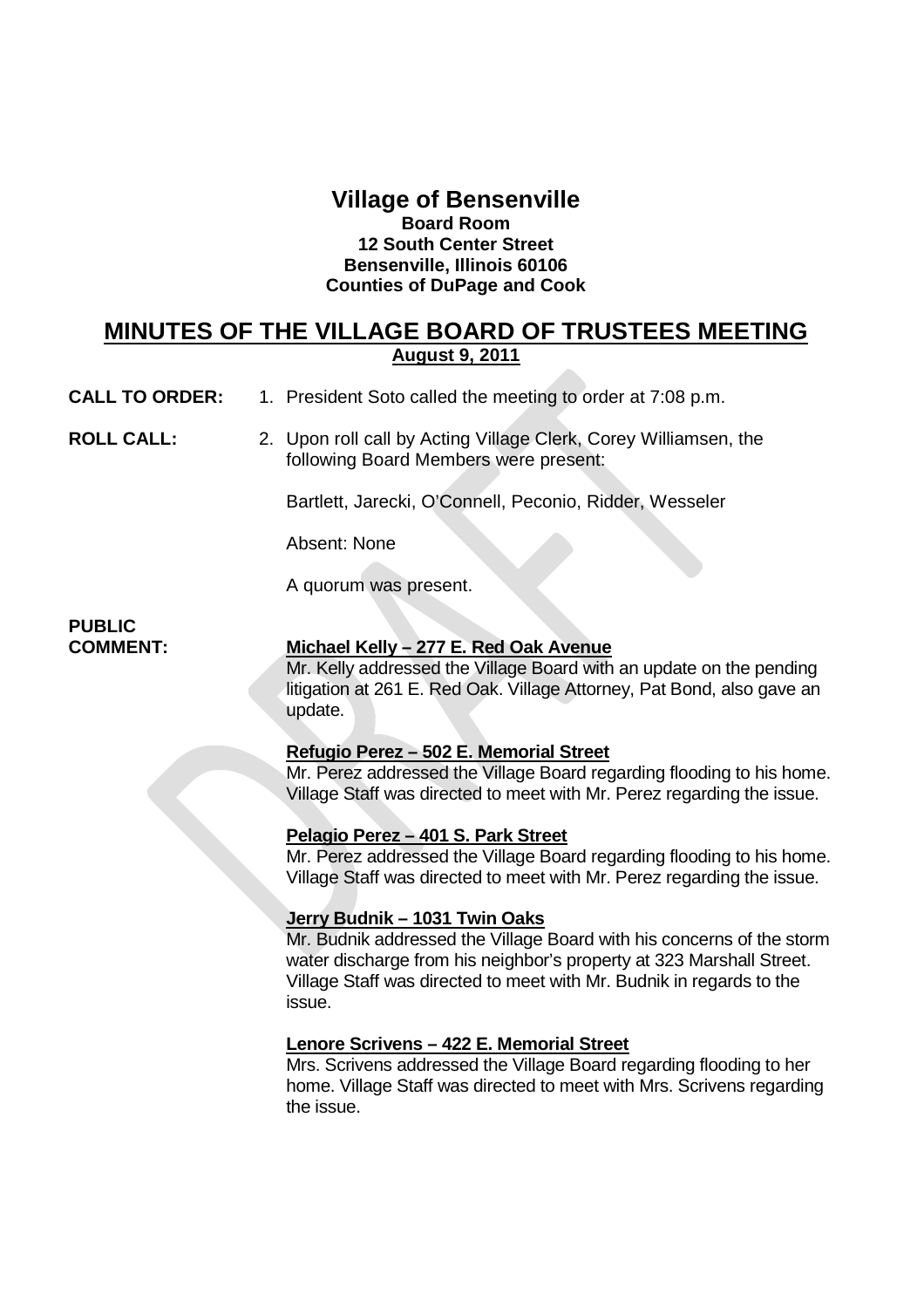# Village of Bensenville

**Board Room**
**12 South Center Street**
**Bensenville, Illinois 60106**
**Counties of DuPage and Cook**

## MINUTES OF THE VILLAGE BOARD OF TRUSTEES MEETING

**August 9, 2011**

**CALL TO ORDER:** 1. President Soto called the meeting to order at 7:08 p.m.

**ROLL CALL:** 2. Upon roll call by Acting Village Clerk, Corey Williamsen, the following Board Members were present:

Bartlett, Jarecki, O'Connell, Peconio, Ridder, Wesseler

Absent: None

A quorum was present.

**PUBLIC COMMENT:**

**Michael Kelly – 277 E. Red Oak Avenue**
Mr. Kelly addressed the Village Board with an update on the pending litigation at 261 E. Red Oak. Village Attorney, Pat Bond, also gave an update.

**Refugio Perez – 502 E. Memorial Street**
Mr. Perez addressed the Village Board regarding flooding to his home. Village Staff was directed to meet with Mr. Perez regarding the issue.

**Pelagio Perez – 401 S. Park Street**
Mr. Perez addressed the Village Board regarding flooding to his home. Village Staff was directed to meet with Mr. Perez regarding the issue.

**Jerry Budnik – 1031 Twin Oaks**
Mr. Budnik addressed the Village Board with his concerns of the storm water discharge from his neighbor's property at 323 Marshall Street. Village Staff was directed to meet with Mr. Budnik in regards to the issue.

**Lenore Scrivens – 422 E. Memorial Street**
Mrs. Scrivens addressed the Village Board regarding flooding to her home. Village Staff was directed to meet with Mrs. Scrivens regarding the issue.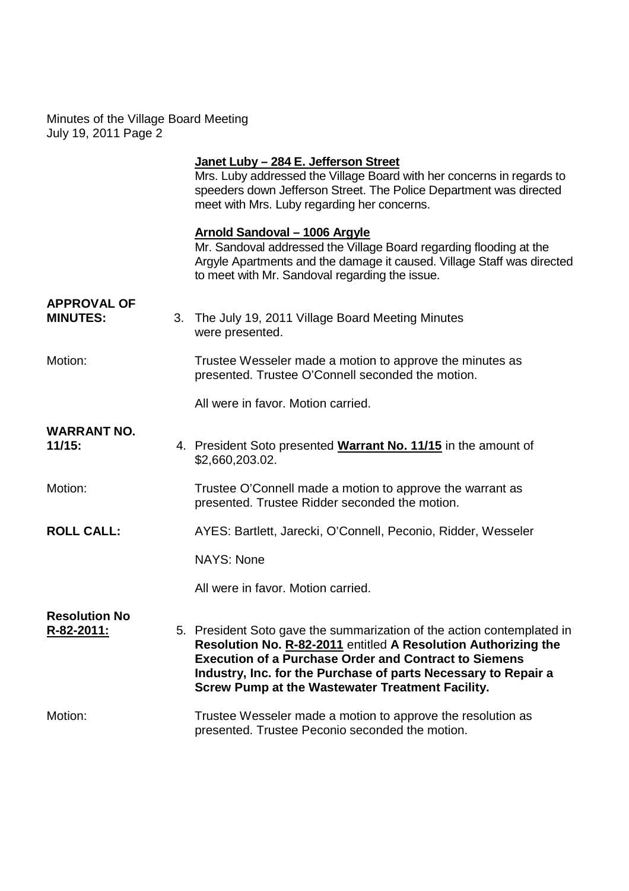**Janet Luby – 284 E. Jefferson Street**

Mrs. Luby addressed the Village Board with her concerns in regards to speeders down Jefferson Street. The Police Department was directed meet with Mrs. Luby regarding her concerns.

**Arnold Sandoval – 1006 Argyle**

Mr. Sandoval addressed the Village Board regarding flooding at the Argyle Apartments and the damage it caused. Village Staff was directed to meet with Mr. Sandoval regarding the issue.

**APPROVAL OF MINUTES:**

3. The July 19, 2011 Village Board Meeting Minutes were presented.

Motion: Trustee Wesseler made a motion to approve the minutes as presented. Trustee O'Connell seconded the motion.

All were in favor. Motion carried.

**WARRANT NO. 11/15:**

4. President Soto presented **Warrant No. 11/15** in the amount of $2,660,203.02.

Motion: Trustee O'Connell made a motion to approve the warrant as presented. Trustee Ridder seconded the motion.

**ROLL CALL:** AYES: Bartlett, Jarecki, O'Connell, Peconio, Ridder, Wesseler

NAYS: None

All were in favor. Motion carried.

**Resolution No R-82-2011:**

5. President Soto gave the summarization of the action contemplated in **Resolution No. R-82-2011** entitled **A Resolution Authorizing the Execution of a Purchase Order and Contract to Siemens Industry, Inc. for the Purchase of parts Necessary to Repair a Screw Pump at the Wastewater Treatment Facility.**

Motion: Trustee Wesseler made a motion to approve the resolution as presented. Trustee Peconio seconded the motion.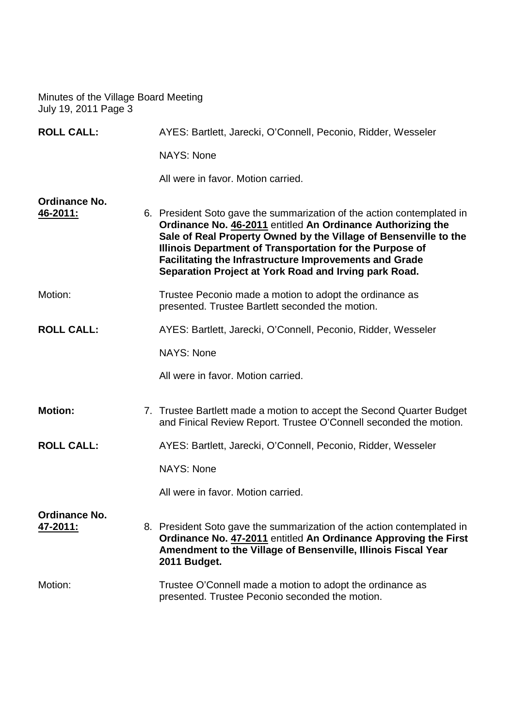Minutes of the Village Board Meeting
July 19, 2011 Page 3

**ROLL CALL:** AYES: Bartlett, Jarecki, O'Connell, Peconio, Ridder, Wesseler

NAYS: None

All were in favor. Motion carried.

**Ordinance No. 46-2011:**

6. President Soto gave the summarization of the action contemplated in **Ordinance No. 46-2011** entitled **An Ordinance Authorizing the Sale of Real Property Owned by the Village of Bensenville to the Illinois Department of Transportation for the Purpose of Facilitating the Infrastructure Improvements and Grade Separation Project at York Road and Irving park Road.**

Motion: Trustee Peconio made a motion to adopt the ordinance as presented. Trustee Bartlett seconded the motion.

**ROLL CALL:** AYES: Bartlett, Jarecki, O'Connell, Peconio, Ridder, Wesseler

NAYS: None

All were in favor. Motion carried.

**Motion:**

7. Trustee Bartlett made a motion to accept the Second Quarter Budget and Finical Review Report. Trustee O'Connell seconded the motion.

**ROLL CALL:** AYES: Bartlett, Jarecki, O'Connell, Peconio, Ridder, Wesseler

NAYS: None

All were in favor. Motion carried.

**Ordinance No. 47-2011:**

8. President Soto gave the summarization of the action contemplated in **Ordinance No. 47-2011** entitled **An Ordinance Approving the First Amendment to the Village of Bensenville, Illinois Fiscal Year 2011 Budget.**

Motion: Trustee O'Connell made a motion to adopt the ordinance as presented. Trustee Peconio seconded the motion.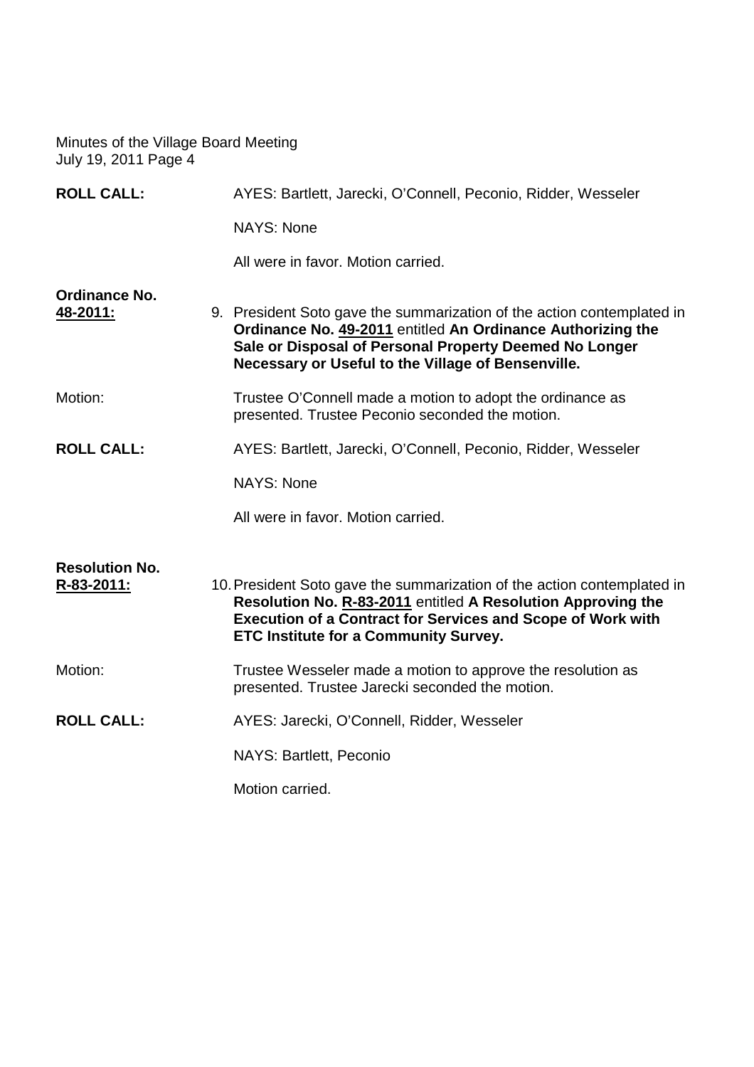Minutes of the Village Board Meeting
July 19, 2011 Page 4

**ROLL CALL:** AYES: Bartlett, Jarecki, O'Connell, Peconio, Ridder, Wesseler

NAYS: None

All were in favor. Motion carried.

**Ordinance No. 48-2011:**

9. President Soto gave the summarization of the action contemplated in **Ordinance No. 49-2011** entitled **An Ordinance Authorizing the Sale or Disposal of Personal Property Deemed No Longer Necessary or Useful to the Village of Bensenville.**

Motion: Trustee O'Connell made a motion to adopt the ordinance as presented. Trustee Peconio seconded the motion.

**ROLL CALL:** AYES: Bartlett, Jarecki, O'Connell, Peconio, Ridder, Wesseler

NAYS: None

All were in favor. Motion carried.

**Resolution No. R-83-2011:**

10. President Soto gave the summarization of the action contemplated in **Resolution No. R-83-2011** entitled **A Resolution Approving the Execution of a Contract for Services and Scope of Work with ETC Institute for a Community Survey.**

Motion: Trustee Wesseler made a motion to approve the resolution as presented. Trustee Jarecki seconded the motion.

**ROLL CALL:** AYES: Jarecki, O'Connell, Ridder, Wesseler

NAYS: Bartlett, Peconio

Motion carried.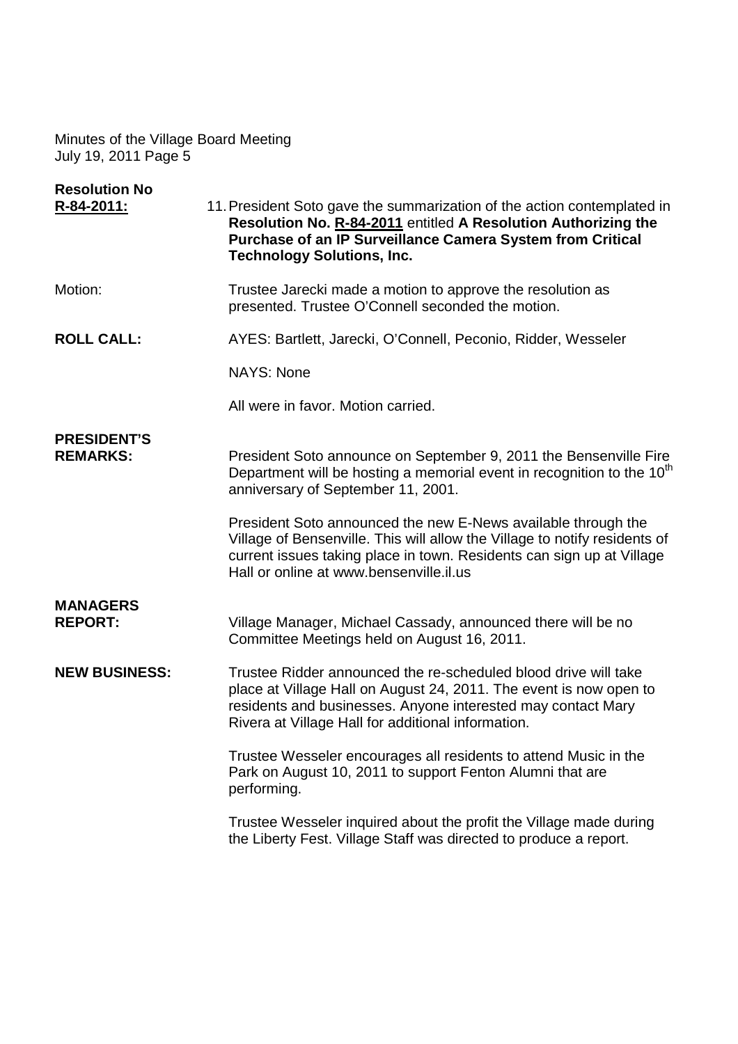**Resolution No R-84-2011:** 11. President Soto gave the summarization of the action contemplated in **Resolution No. R-84-2011** entitled **A Resolution Authorizing the Purchase of an IP Surveillance Camera System from Critical Technology Solutions, Inc.**

Motion: Trustee Jarecki made a motion to approve the resolution as presented. Trustee O'Connell seconded the motion.

**ROLL CALL:** AYES: Bartlett, Jarecki, O'Connell, Peconio, Ridder, Wesseler

NAYS: None

All were in favor. Motion carried.

**PRESIDENT'S REMARKS:** President Soto announce on September 9, 2011 the Bensenville Fire Department will be hosting a memorial event in recognition to the 10th anniversary of September 11, 2001.

President Soto announced the new E-News available through the Village of Bensenville. This will allow the Village to notify residents of current issues taking place in town. Residents can sign up at Village Hall or online at www.bensenville.il.us

**MANAGERS REPORT:** Village Manager, Michael Cassady, announced there will be no Committee Meetings held on August 16, 2011.

**NEW BUSINESS:** Trustee Ridder announced the re-scheduled blood drive will take place at Village Hall on August 24, 2011. The event is now open to residents and businesses. Anyone interested may contact Mary Rivera at Village Hall for additional information.

Trustee Wesseler encourages all residents to attend Music in the Park on August 10, 2011 to support Fenton Alumni that are performing.

Trustee Wesseler inquired about the profit the Village made during the Liberty Fest. Village Staff was directed to produce a report.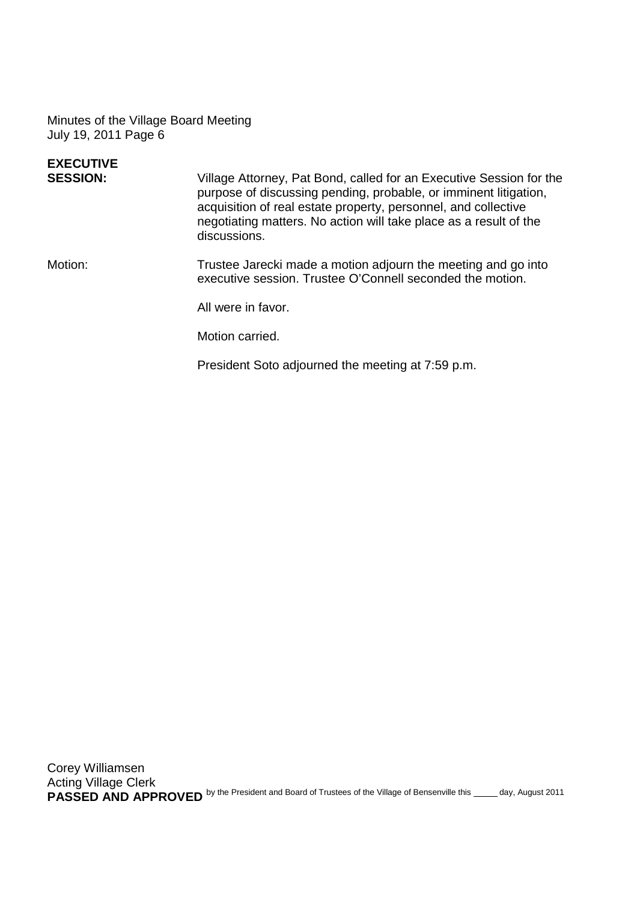Minutes of the Village Board Meeting
July 19, 2011 Page 6

**EXECUTIVE SESSION:** Village Attorney, Pat Bond, called for an Executive Session for the purpose of discussing pending, probable, or imminent litigation, acquisition of real estate property, personnel, and collective negotiating matters. No action will take place as a result of the discussions.

Motion: Trustee Jarecki made a motion adjourn the meeting and go into executive session. Trustee O'Connell seconded the motion.

All were in favor.

Motion carried.

President Soto adjourned the meeting at 7:59 p.m.

Corey Williamsen
Acting Village Clerk

**PASSED AND APPROVED** by the President and Board of Trustees of the Village of Bensenville this _____ day, August 2011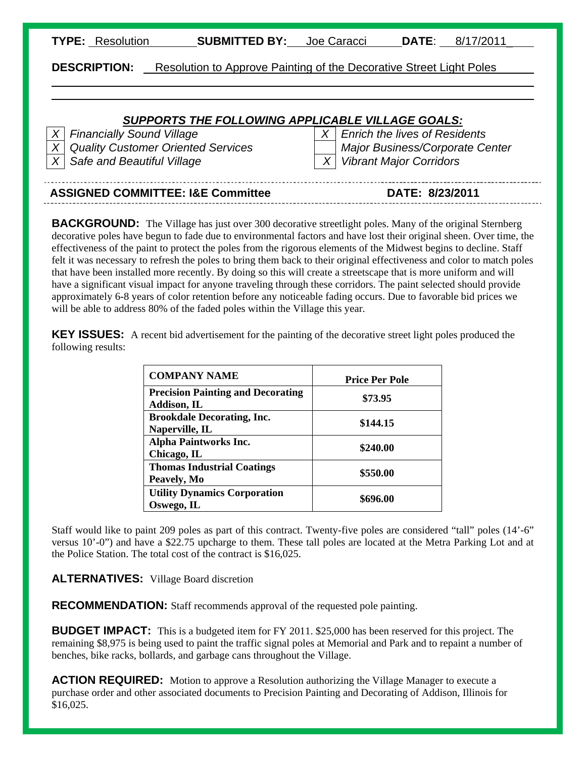**TYPE:** Resolution **SUBMITTED BY:** Joe Caracci **DATE**: 8/17/2011

**DESCRIPTION:** Resolution to Approve Painting of the Decorative Street Light Poles

***SUPPORTS THE FOLLOWING APPLICABLE VILLAGE GOALS:***

| | | | |
|---|---|---|---|
| X | *Financially Sound Village* | X | *Enrich the lives of Residents* |
| X | *Quality Customer Oriented Services* | | *Major Business/Corporate Center* |
| X | *Safe and Beautiful Village* | X | *Vibrant Major Corridors* |

**ASSIGNED COMMITTEE: I&E Committee** **DATE: 8/23/2011**

**BACKGROUND:** The Village has just over 300 decorative streetlight poles. Many of the original Sternberg decorative poles have begun to fade due to environmental factors and have lost their original sheen. Over time, the effectiveness of the paint to protect the poles from the rigorous elements of the Midwest begins to decline. Staff felt it was necessary to refresh the poles to bring them back to their original effectiveness and color to match poles that have been installed more recently. By doing so this will create a streetscape that is more uniform and will have a significant visual impact for anyone traveling through these corridors. The paint selected should provide approximately 6-8 years of color retention before any noticeable fading occurs. Due to favorable bid prices we will be able to address 80% of the faded poles within the Village this year.

**KEY ISSUES:** A recent bid advertisement for the painting of the decorative street light poles produced the following results:

| COMPANY NAME | Price Per Pole |
|---|---|
| **Precision Painting and Decorating Addison, IL** | **$73.95** |
| **Brookdale Decorating, Inc. Naperville, IL** | **$144.15** |
| **Alpha Paintworks Inc. Chicago, IL** | **$240.00** |
| **Thomas Industrial Coatings Peavely, Mo** | **$550.00** |
| **Utility Dynamics Corporation Oswego, IL** | **$696.00** |

Staff would like to paint 209 poles as part of this contract. Twenty-five poles are considered "tall" poles (14'-6" versus 10'-0") and have a $22.75 upcharge to them. These tall poles are located at the Metra Parking Lot and at the Police Station. The total cost of the contract is $16,025.

**ALTERNATIVES:** Village Board discretion

**RECOMMENDATION:** Staff recommends approval of the requested pole painting.

**BUDGET IMPACT:** This is a budgeted item for FY 2011. $25,000 has been reserved for this project. The remaining $8,975 is being used to paint the traffic signal poles at Memorial and Park and to repaint a number of benches, bike racks, bollards, and garbage cans throughout the Village.

**ACTION REQUIRED:** Motion to approve a Resolution authorizing the Village Manager to execute a purchase order and other associated documents to Precision Painting and Decorating of Addison, Illinois for $16,025.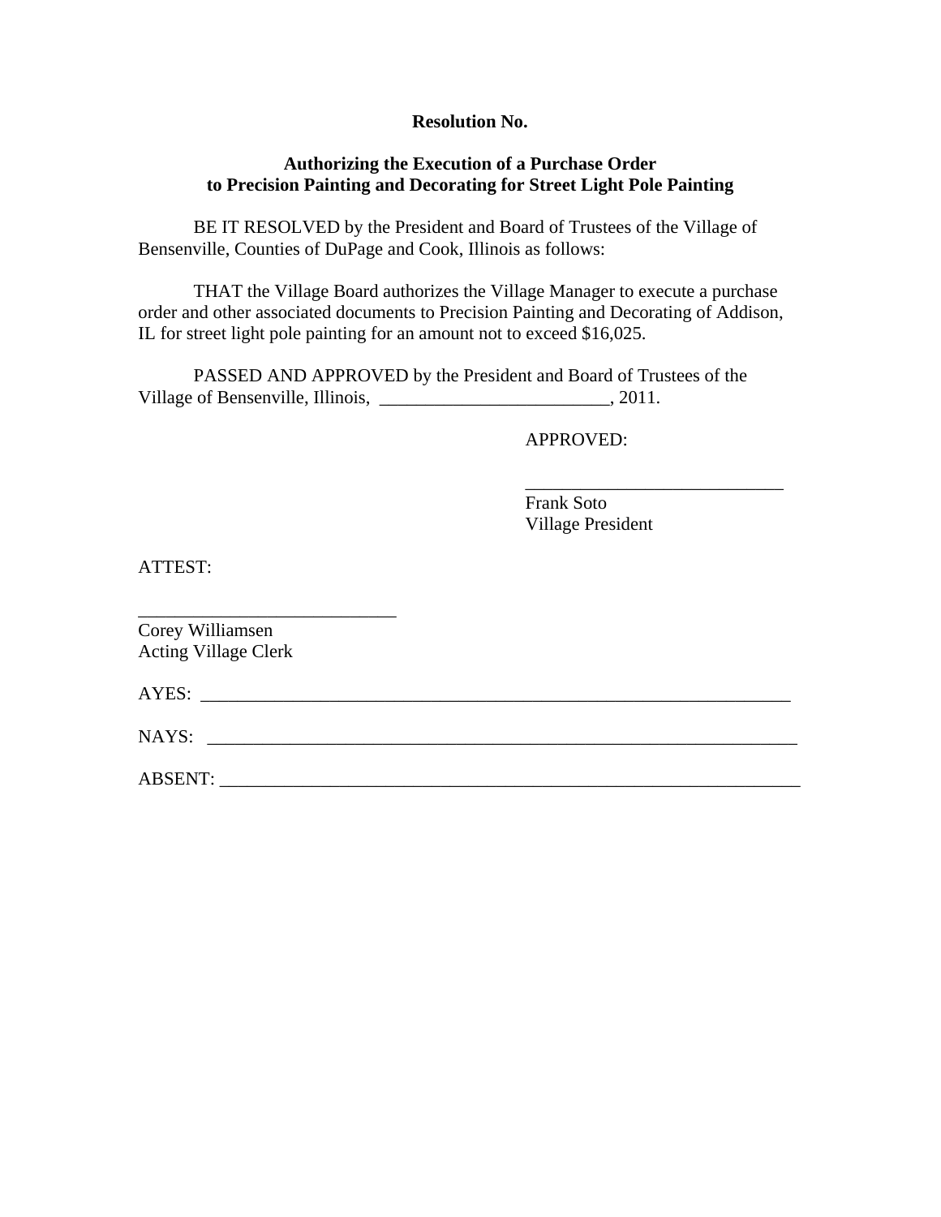**Resolution No.**

**Authorizing the Execution of a Purchase Order to Precision Painting and Decorating for Street Light Pole Painting**

BE IT RESOLVED by the President and Board of Trustees of the Village of Bensenville, Counties of DuPage and Cook, Illinois as follows:

THAT the Village Board authorizes the Village Manager to execute a purchase order and other associated documents to Precision Painting and Decorating of Addison, IL for street light pole painting for an amount not to exceed $16,025.

PASSED AND APPROVED by the President and Board of Trustees of the Village of Bensenville, Illinois, _________________________, 2011.

APPROVED:

____________________________
Frank Soto
Village President

ATTEST:

____________________________
Corey Williamsen
Acting Village Clerk

AYES: _________________________________________________________________

NAYS: _________________________________________________________________

ABSENT: _______________________________________________________________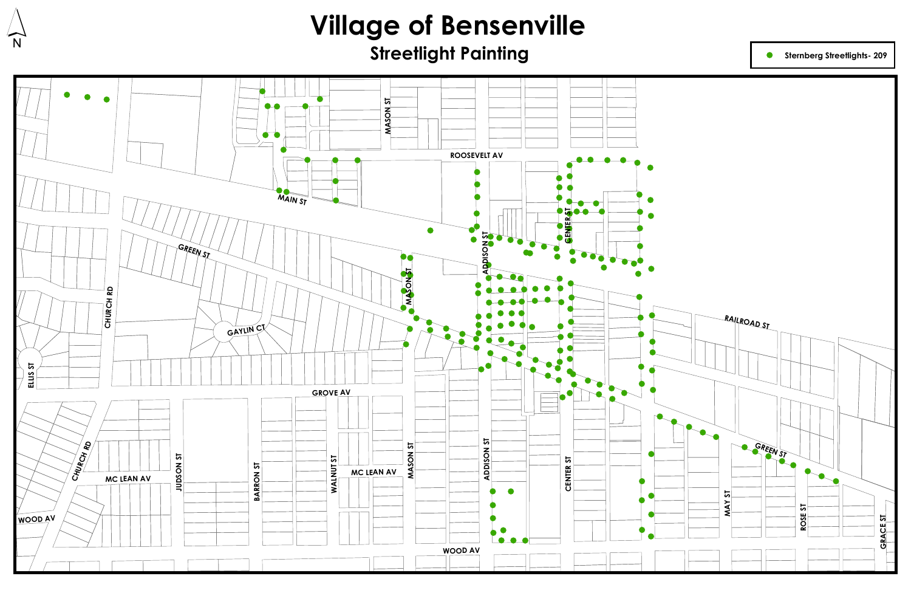# Village of Bensenville

## Streetlight Painting

Sternberg Streetlights- 209

N

ROOSEVELT AV
MAIN ST
GREEN ST
RAILROAD ST
GAYLIN CT
GROVE AV
MC LEAN AV
MC LEAN AV
WOOD AV
WOOD AV
GREEN ST
CHURCH RD
CHURCH RD
ELLIS ST
JUDSON ST
BARRON ST
WALNUT ST
MASON ST
MASON ST
MASON ST
ADDISON ST
ADDISON ST
CENTER ST
CENTER ST
MAY ST
ROSE ST
GRACE ST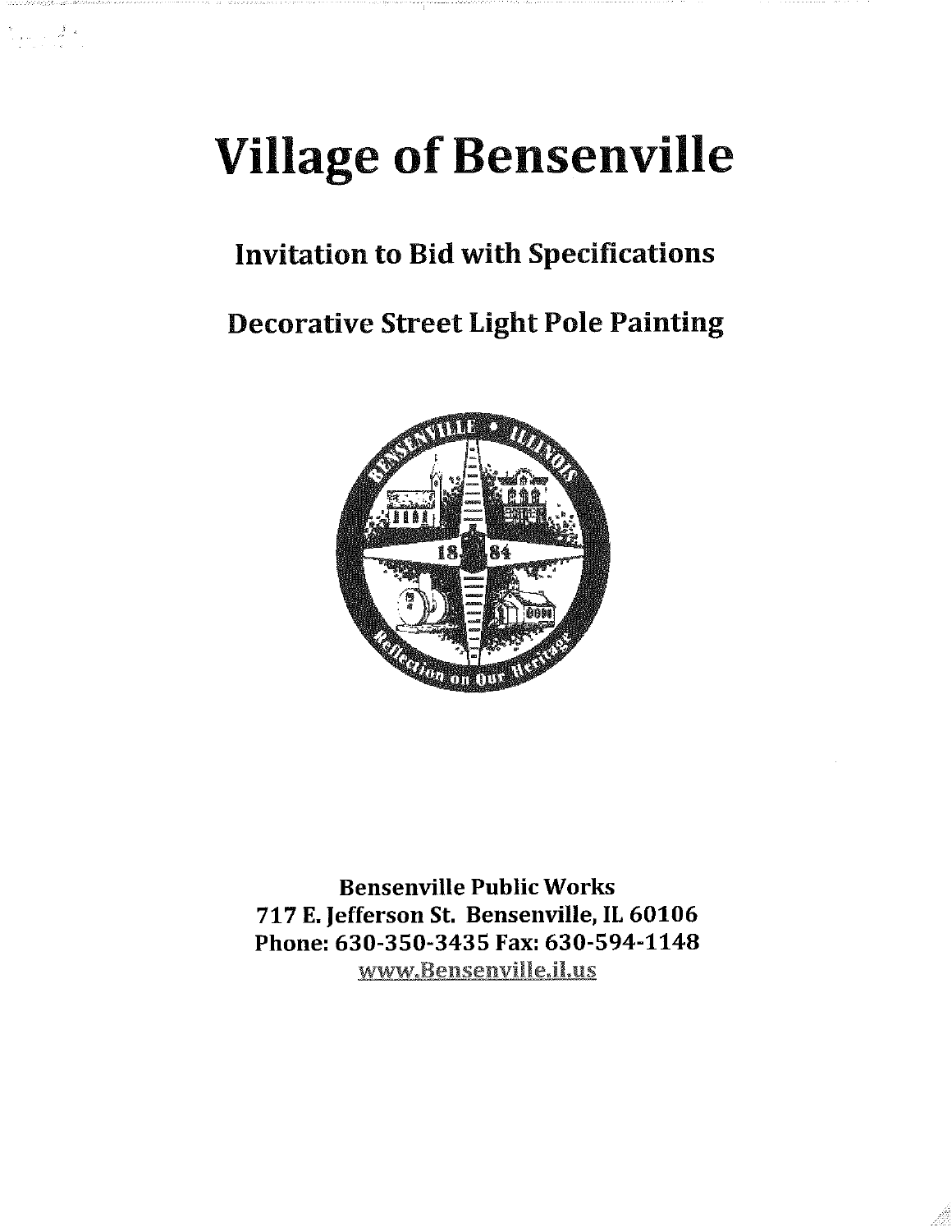# Village of Bensenville

## Invitation to Bid with Specifications

## Decorative Street Light Pole Painting

Bensenville Public Works
717 E. Jefferson St. Bensenville, IL 60106
Phone: 630-350-3435 Fax: 630-594-1148
www.Bensenville.il.us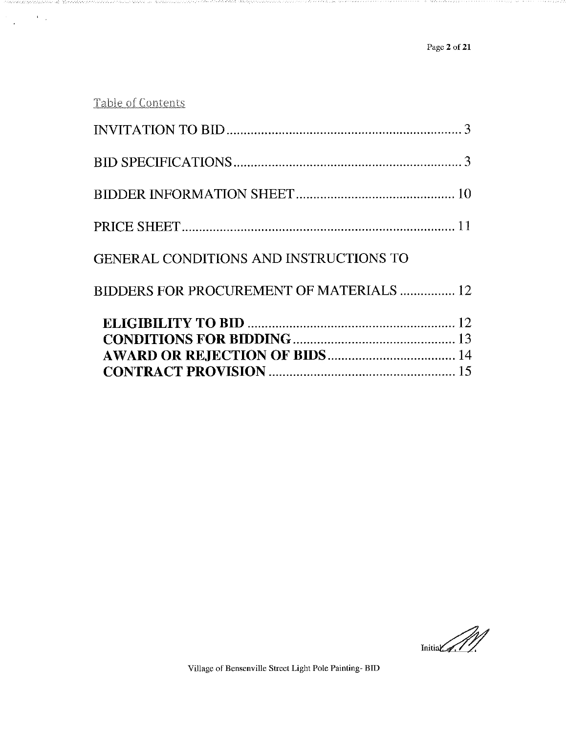## Table of Contents

INVITATION TO BID ..................................................................... 3

BID SPECIFICATIONS .................................................................. 3

BIDDER INFORMATION SHEET ............................................. 10

PRICE SHEET ............................................................................... 11

GENERAL CONDITIONS AND INSTRUCTIONS TO

BIDDERS FOR PROCUREMENT OF MATERIALS ................ 12

**ELIGIBILITY TO BID** ............................................................ 12

**CONDITIONS FOR BIDDING** ............................................... 13

**AWARD OR REJECTION OF BIDS** ..................................... 14

**CONTRACT PROVISION** ...................................................... 15

Initial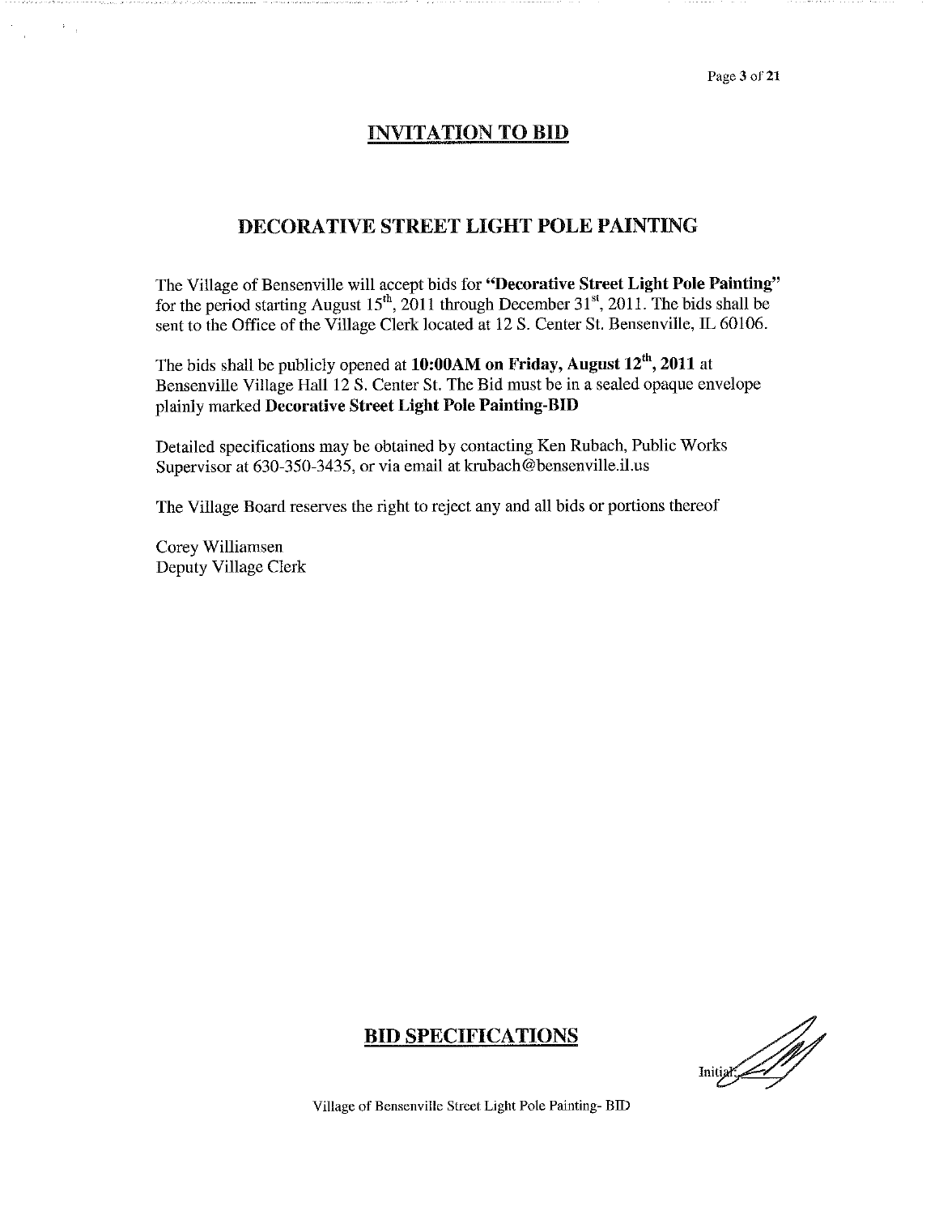# INVITATION TO BID

## DECORATIVE STREET LIGHT POLE PAINTING

The Village of Bensenville will accept bids for **"Decorative Street Light Pole Painting"** for the period starting August 15th, 2011 through December 31st, 2011. The bids shall be sent to the Office of the Village Clerk located at 12 S. Center St. Bensenville, IL 60106.

The bids shall be publicly opened at **10:00AM on Friday, August 12th, 2011** at Bensenville Village Hall 12 S. Center St. The Bid must be in a sealed opaque envelope plainly marked **Decorative Street Light Pole Painting-BID**

Detailed specifications may be obtained by contacting Ken Rubach, Public Works Supervisor at 630-350-3435, or via email at krubach@bensenville.il.us

The Village Board reserves the right to reject any and all bids or portions thereof

Corey Williamsen
Deputy Village Clerk

## BID SPECIFICATIONS

Initial: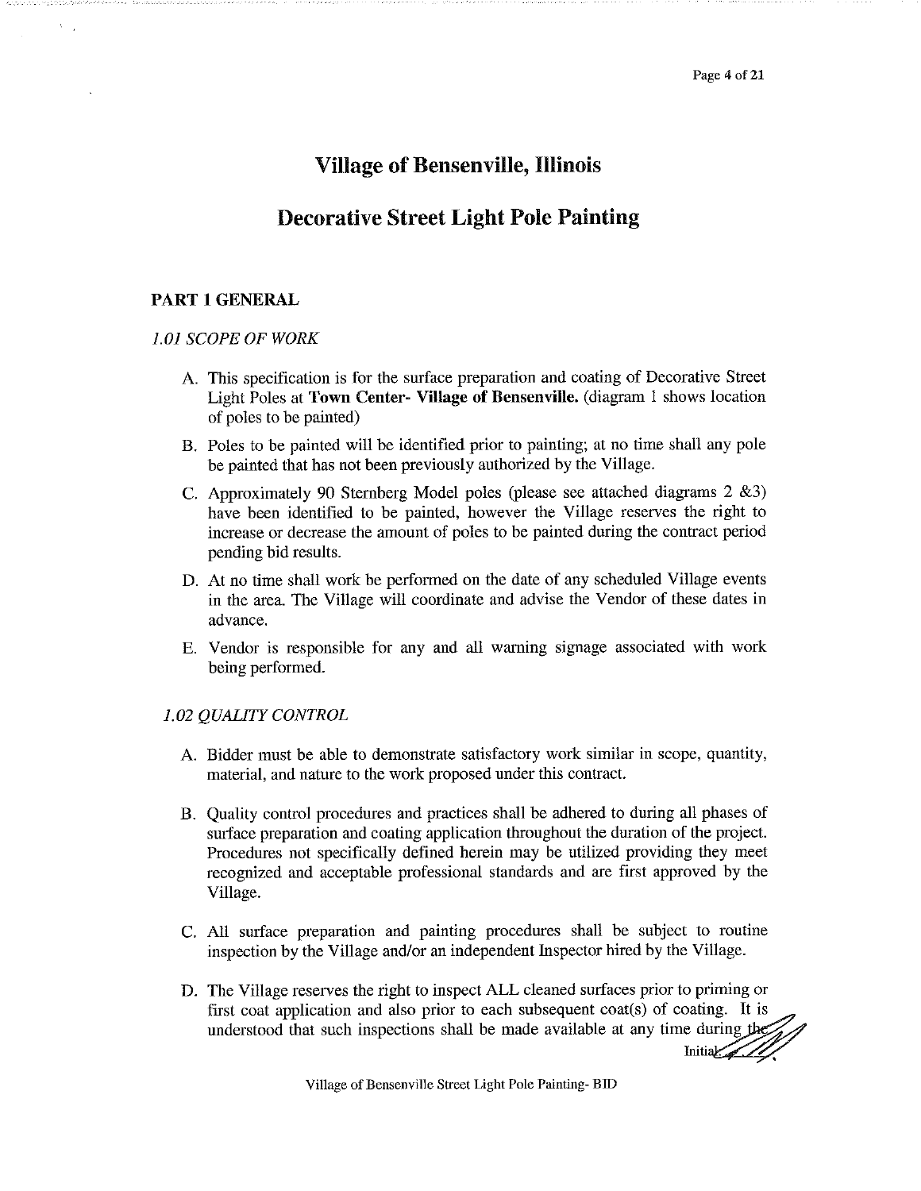# Village of Bensenville, Illinois

## Decorative Street Light Pole Painting

### PART 1 GENERAL

*1.01 SCOPE OF WORK*

A. This specification is for the surface preparation and coating of Decorative Street Light Poles at **Town Center- Village of Bensenville.** (diagram 1 shows location of poles to be painted)

B. Poles to be painted will be identified prior to painting; at no time shall any pole be painted that has not been previously authorized by the Village.

C. Approximately 90 Sternberg Model poles (please see attached diagrams 2 &3) have been identified to be painted, however the Village reserves the right to increase or decrease the amount of poles to be painted during the contract period pending bid results.

D. At no time shall work be performed on the date of any scheduled Village events in the area. The Village will coordinate and advise the Vendor of these dates in advance.

E. Vendor is responsible for any and all warning signage associated with work being performed.

*1.02 QUALITY CONTROL*

A. Bidder must be able to demonstrate satisfactory work similar in scope, quantity, material, and nature to the work proposed under this contract.

B. Quality control procedures and practices shall be adhered to during all phases of surface preparation and coating application throughout the duration of the project. Procedures not specifically defined herein may be utilized providing they meet recognized and acceptable professional standards and are first approved by the Village.

C. All surface preparation and painting procedures shall be subject to routine inspection by the Village and/or an independent Inspector hired by the Village.

D. The Village reserves the right to inspect ALL cleaned surfaces prior to priming or first coat application and also prior to each subsequent coat(s) of coating. It is understood that such inspections shall be made available at any time during the

Initial: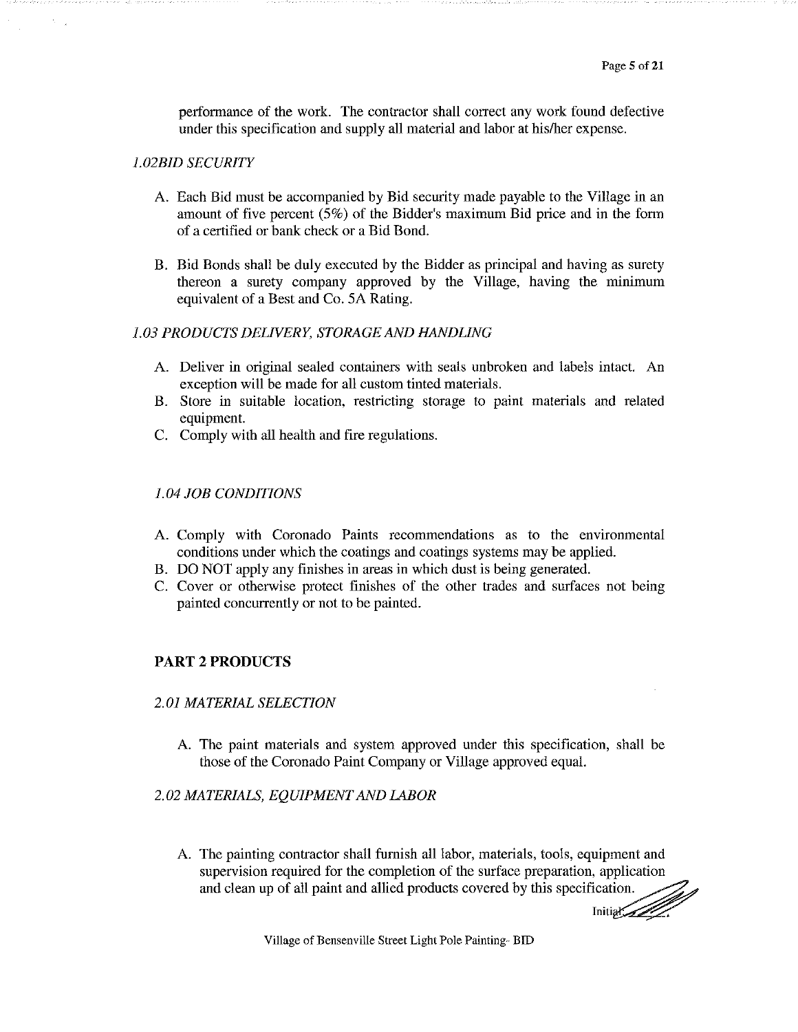performance of the work. The contractor shall correct any work found defective under this specification and supply all material and labor at his/her expense.

### *1.02BID SECURITY*

A. Each Bid must be accompanied by Bid security made payable to the Village in an amount of five percent (5%) of the Bidder's maximum Bid price and in the form of a certified or bank check or a Bid Bond.

B. Bid Bonds shall be duly executed by the Bidder as principal and having as surety thereon a surety company approved by the Village, having the minimum equivalent of a Best and Co. 5A Rating.

### *1.03 PRODUCTS DELIVERY, STORAGE AND HANDLING*

A. Deliver in original sealed containers with seals unbroken and labels intact. An exception will be made for all custom tinted materials.
B. Store in suitable location, restricting storage to paint materials and related equipment.
C. Comply with all health and fire regulations.

### *1.04 JOB CONDITIONS*

A. Comply with Coronado Paints recommendations as to the environmental conditions under which the coatings and coatings systems may be applied.
B. DO NOT apply any finishes in areas in which dust is being generated.
C. Cover or otherwise protect finishes of the other trades and surfaces not being painted concurrently or not to be painted.

## PART 2 PRODUCTS

### *2.01 MATERIAL SELECTION*

A. The paint materials and system approved under this specification, shall be those of the Coronado Paint Company or Village approved equal.

### *2.02 MATERIALS, EQUIPMENT AND LABOR*

A. The painting contractor shall furnish all labor, materials, tools, equipment and supervision required for the completion of the surface preparation, application and clean up of all paint and allied products covered by this specification.

Initial: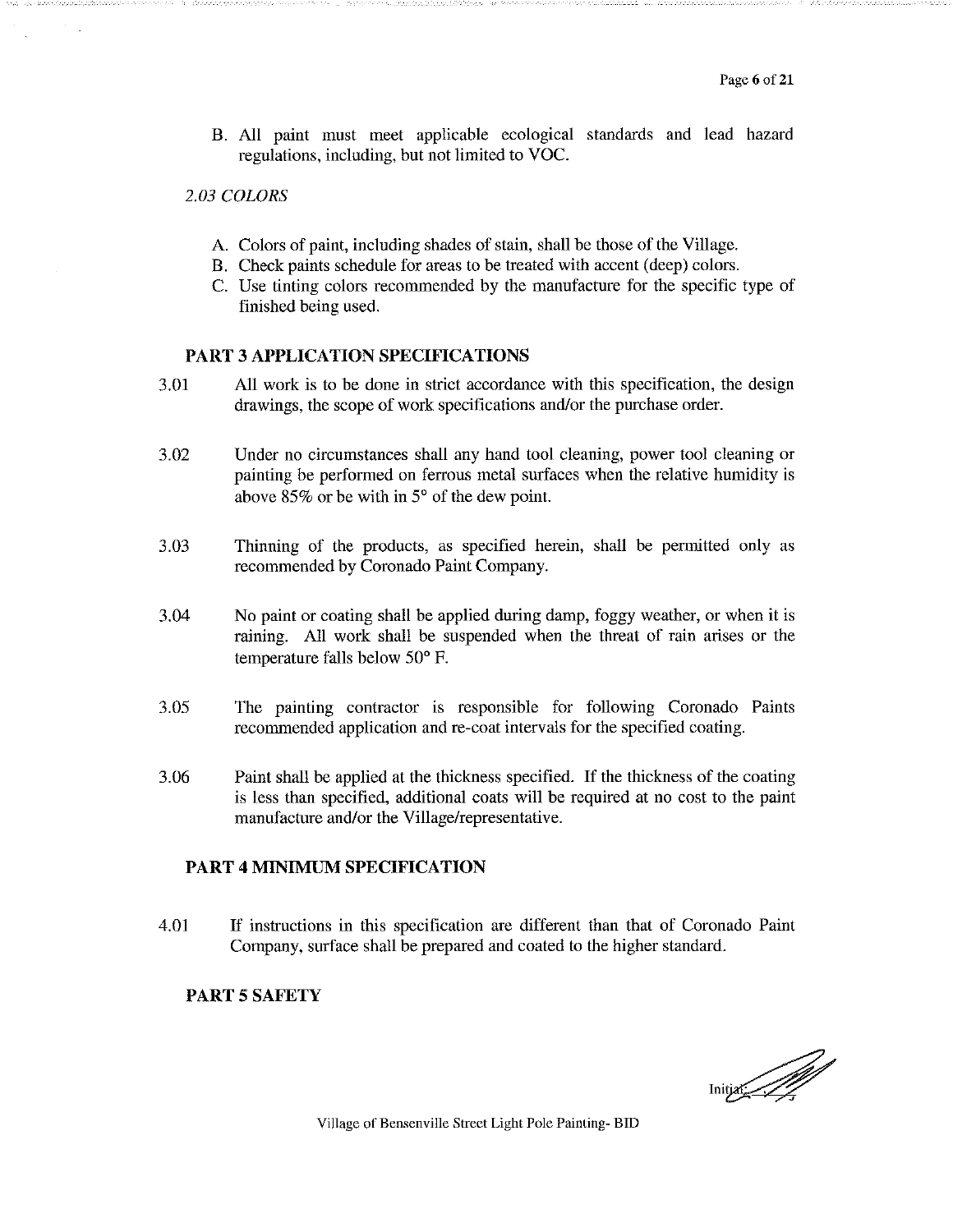B. All paint must meet applicable ecological standards and lead hazard regulations, including, but not limited to VOC.

*2.03 COLORS*

A. Colors of paint, including shades of stain, shall be those of the Village.
B. Check paints schedule for areas to be treated with accent (deep) colors.
C. Use tinting colors recommended by the manufacture for the specific type of finished being used.

## PART 3 APPLICATION SPECIFICATIONS

3.01 All work is to be done in strict accordance with this specification, the design drawings, the scope of work specifications and/or the purchase order.

3.02 Under no circumstances shall any hand tool cleaning, power tool cleaning or painting be performed on ferrous metal surfaces when the relative humidity is above 85% or be with in 5° of the dew point.

3.03 Thinning of the products, as specified herein, shall be permitted only as recommended by Coronado Paint Company.

3.04 No paint or coating shall be applied during damp, foggy weather, or when it is raining. All work shall be suspended when the threat of rain arises or the temperature falls below 50° F.

3.05 The painting contractor is responsible for following Coronado Paints recommended application and re-coat intervals for the specified coating.

3.06 Paint shall be applied at the thickness specified. If the thickness of the coating is less than specified, additional coats will be required at no cost to the paint manufacture and/or the Village/representative.

## PART 4 MINIMUM SPECIFICATION

4.01 If instructions in this specification are different than that of Coronado Paint Company, surface shall be prepared and coated to the higher standard.

## PART 5 SAFETY

Initial: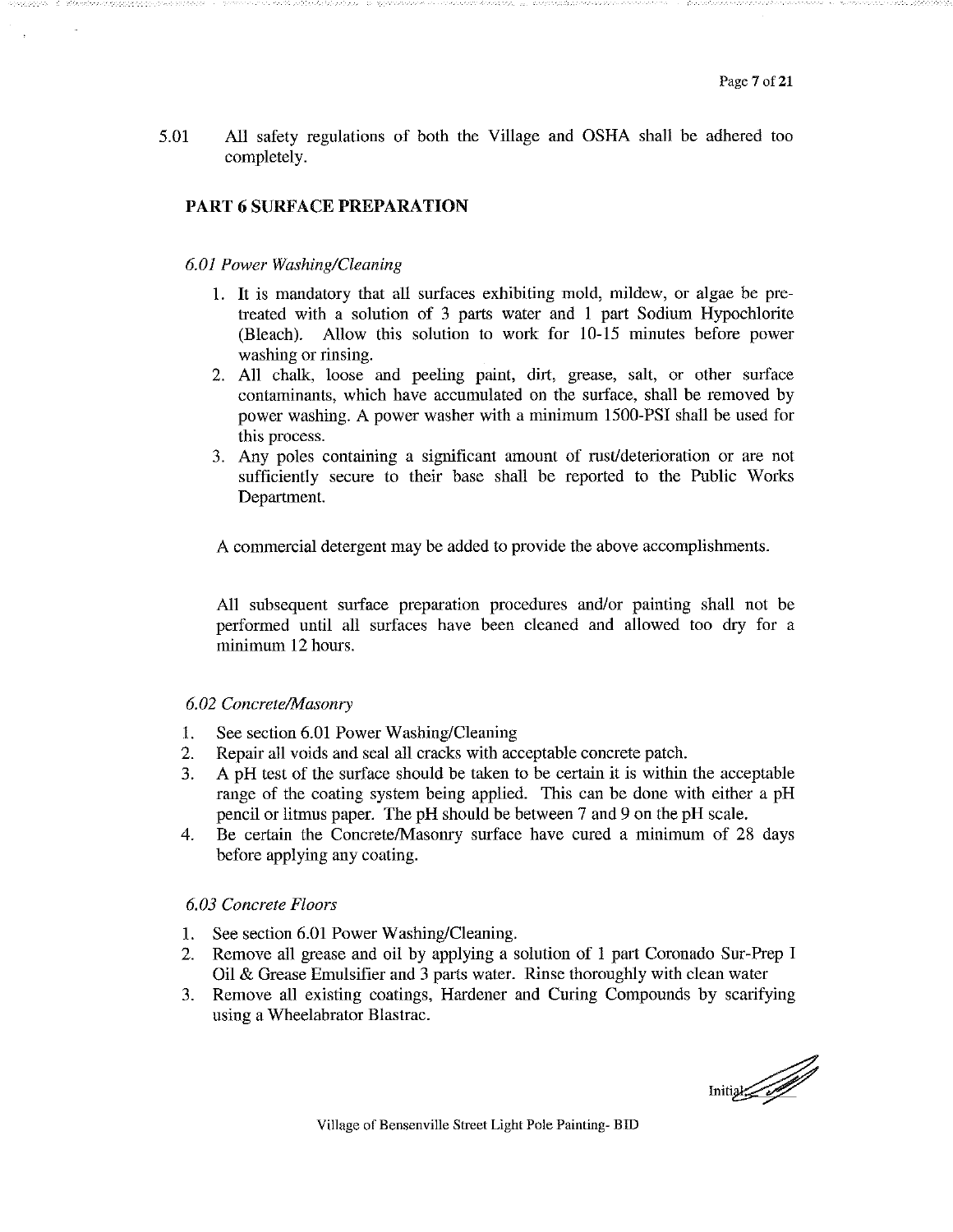5.01 All safety regulations of both the Village and OSHA shall be adhered too completely.

## PART 6 SURFACE PREPARATION

*6.01 Power Washing/Cleaning*

1. It is mandatory that all surfaces exhibiting mold, mildew, or algae be pre-treated with a solution of 3 parts water and 1 part Sodium Hypochlorite (Bleach). Allow this solution to work for 10-15 minutes before power washing or rinsing.
2. All chalk, loose and peeling paint, dirt, grease, salt, or other surface contaminants, which have accumulated on the surface, shall be removed by power washing. A power washer with a minimum 1500-PSI shall be used for this process.
3. Any poles containing a significant amount of rust/deterioration or are not sufficiently secure to their base shall be reported to the Public Works Department.

A commercial detergent may be added to provide the above accomplishments.

All subsequent surface preparation procedures and/or painting shall not be performed until all surfaces have been cleaned and allowed too dry for a minimum 12 hours.

*6.02 Concrete/Masonry*

1. See section 6.01 Power Washing/Cleaning
2. Repair all voids and seal all cracks with acceptable concrete patch.
3. A pH test of the surface should be taken to be certain it is within the acceptable range of the coating system being applied. This can be done with either a pH pencil or litmus paper. The pH should be between 7 and 9 on the pH scale.
4. Be certain the Concrete/Masonry surface have cured a minimum of 28 days before applying any coating.

*6.03 Concrete Floors*

1. See section 6.01 Power Washing/Cleaning.
2. Remove all grease and oil by applying a solution of 1 part Coronado Sur-Prep I Oil & Grease Emulsifier and 3 parts water. Rinse thoroughly with clean water
3. Remove all existing coatings, Hardener and Curing Compounds by scarifying using a Wheelabrator Blastrac.

Initial: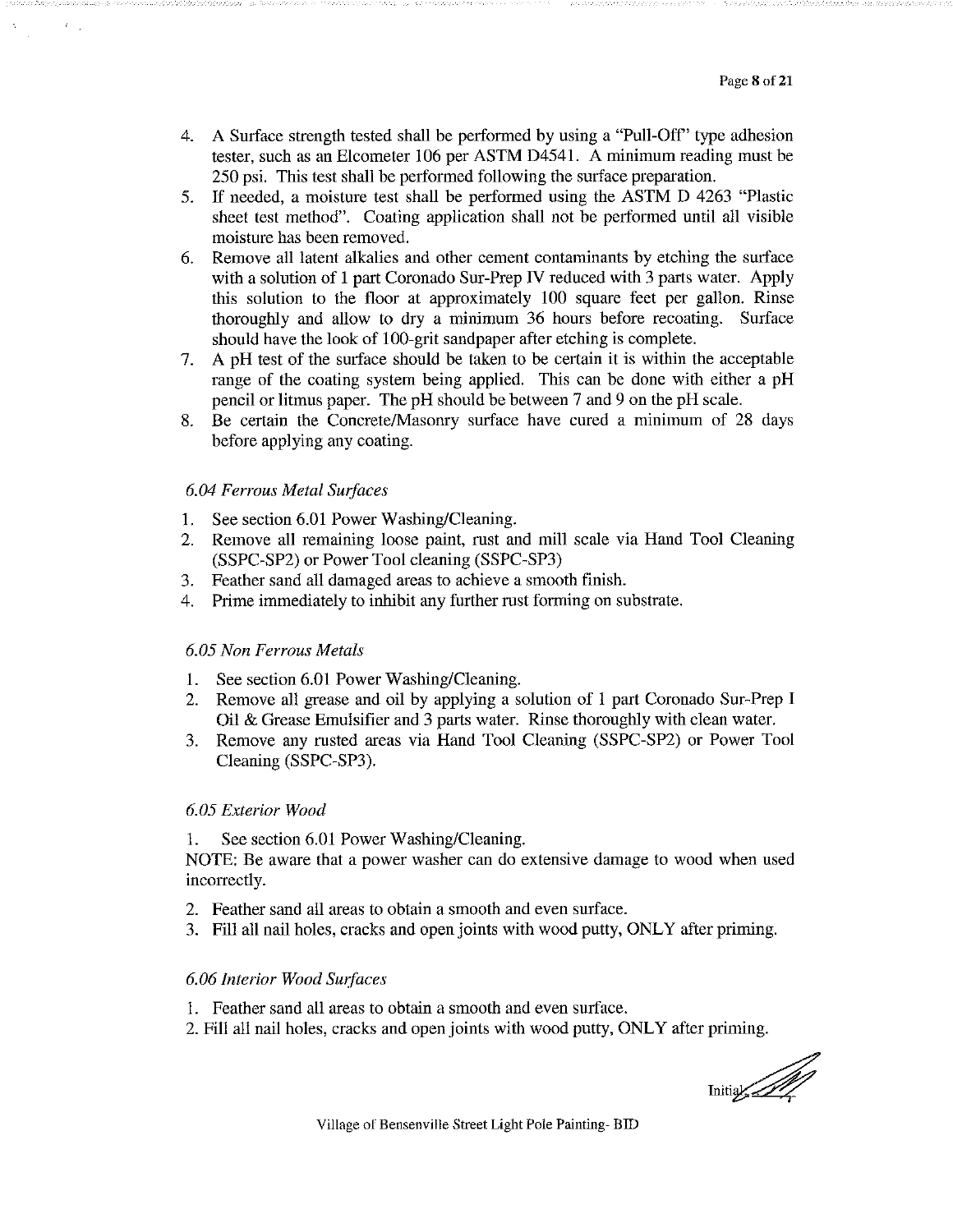4. A Surface strength tested shall be performed by using a "Pull-Off" type adhesion tester, such as an Elcometer 106 per ASTM D4541. A minimum reading must be 250 psi. This test shall be performed following the surface preparation.
5. If needed, a moisture test shall be performed using the ASTM D 4263 "Plastic sheet test method". Coating application shall not be performed until all visible moisture has been removed.
6. Remove all latent alkalies and other cement contaminants by etching the surface with a solution of 1 part Coronado Sur-Prep IV reduced with 3 parts water. Apply this solution to the floor at approximately 100 square feet per gallon. Rinse thoroughly and allow to dry a minimum 36 hours before recoating. Surface should have the look of 100-grit sandpaper after etching is complete.
7. A pH test of the surface should be taken to be certain it is within the acceptable range of the coating system being applied. This can be done with either a pH pencil or litmus paper. The pH should be between 7 and 9 on the pH scale.
8. Be certain the Concrete/Masonry surface have cured a minimum of 28 days before applying any coating.

*6.04 Ferrous Metal Surfaces*

1. See section 6.01 Power Washing/Cleaning.
2. Remove all remaining loose paint, rust and mill scale via Hand Tool Cleaning (SSPC-SP2) or Power Tool cleaning (SSPC-SP3)
3. Feather sand all damaged areas to achieve a smooth finish.
4. Prime immediately to inhibit any further rust forming on substrate.

*6.05 Non Ferrous Metals*

1. See section 6.01 Power Washing/Cleaning.
2. Remove all grease and oil by applying a solution of 1 part Coronado Sur-Prep I Oil & Grease Emulsifier and 3 parts water. Rinse thoroughly with clean water.
3. Remove any rusted areas via Hand Tool Cleaning (SSPC-SP2) or Power Tool Cleaning (SSPC-SP3).

*6.05 Exterior Wood*

1. See section 6.01 Power Washing/Cleaning.

NOTE: Be aware that a power washer can do extensive damage to wood when used incorrectly.

2. Feather sand all areas to obtain a smooth and even surface.
3. Fill all nail holes, cracks and open joints with wood putty, ONLY after priming.

*6.06 Interior Wood Surfaces*

1. Feather sand all areas to obtain a smooth and even surface.
2. Fill all nail holes, cracks and open joints with wood putty, ONLY after priming.

Initial: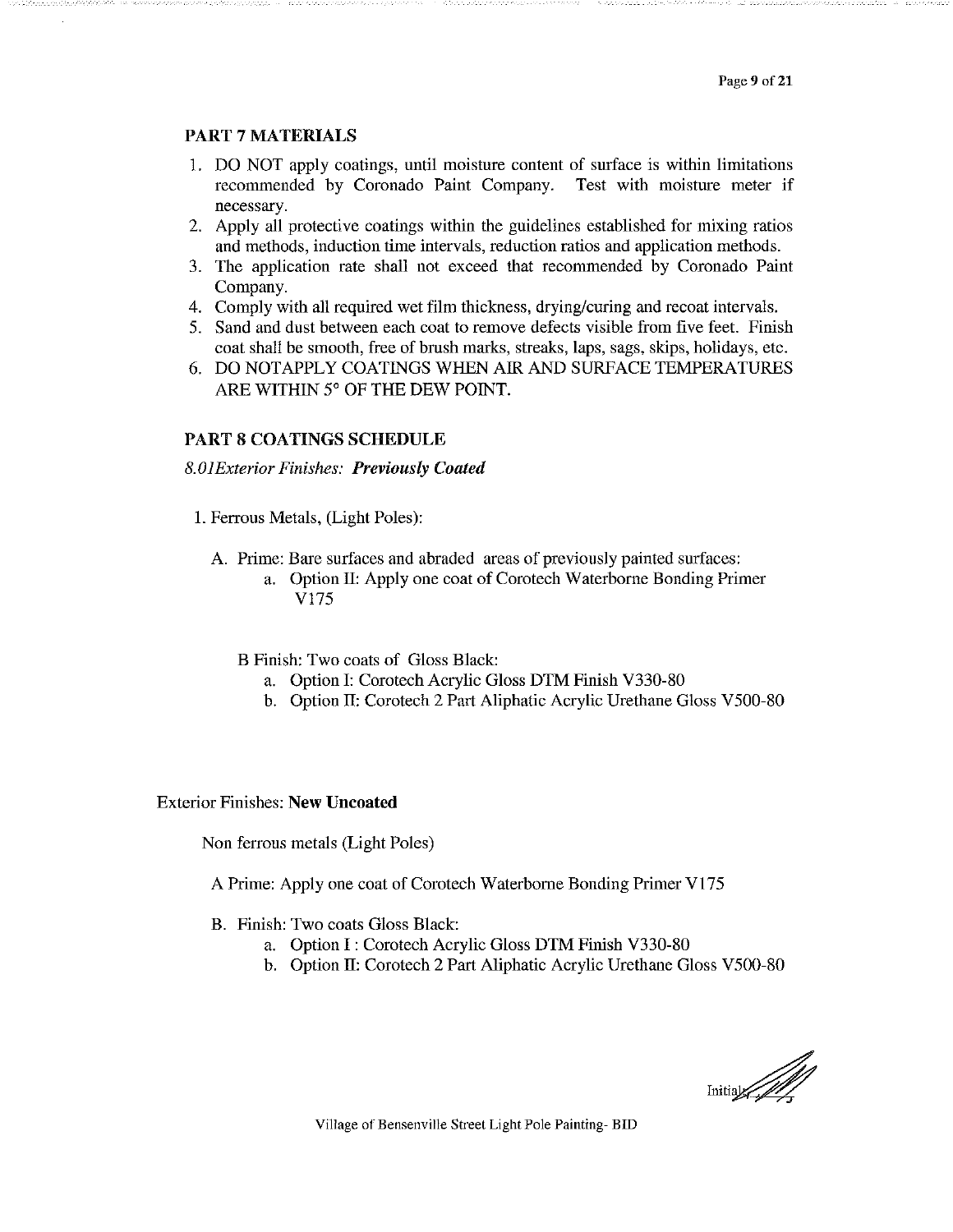## PART 7 MATERIALS

1. DO NOT apply coatings, until moisture content of surface is within limitations recommended by Coronado Paint Company. Test with moisture meter if necessary.
2. Apply all protective coatings within the guidelines established for mixing ratios and methods, induction time intervals, reduction ratios and application methods.
3. The application rate shall not exceed that recommended by Coronado Paint Company.
4. Comply with all required wet film thickness, drying/curing and recoat intervals.
5. Sand and dust between each coat to remove defects visible from five feet. Finish coat shall be smooth, free of brush marks, streaks, laps, sags, skips, holidays, etc.
6. DO NOTAPPLY COATINGS WHEN AIR AND SURFACE TEMPERATURES ARE WITHIN 5° OF THE DEW POINT.

## PART 8 COATINGS SCHEDULE

*8.01Exterior Finishes:* ***Previously Coated***

1. Ferrous Metals, (Light Poles):

   A. Prime: Bare surfaces and abraded areas of previously painted surfaces:
      a. Option II: Apply one coat of Corotech Waterborne Bonding Primer V175

   B Finish: Two coats of Gloss Black:
      a. Option I: Corotech Acrylic Gloss DTM Finish V330-80
      b. Option II: Corotech 2 Part Aliphatic Acrylic Urethane Gloss V500-80

Exterior Finishes: **New Uncoated**

Non ferrous metals (Light Poles)

A Prime: Apply one coat of Corotech Waterborne Bonding Primer V175

B. Finish: Two coats Gloss Black:
   a. Option I : Corotech Acrylic Gloss DTM Finish V330-80
   b. Option II: Corotech 2 Part Aliphatic Acrylic Urethane Gloss V500-80

Initial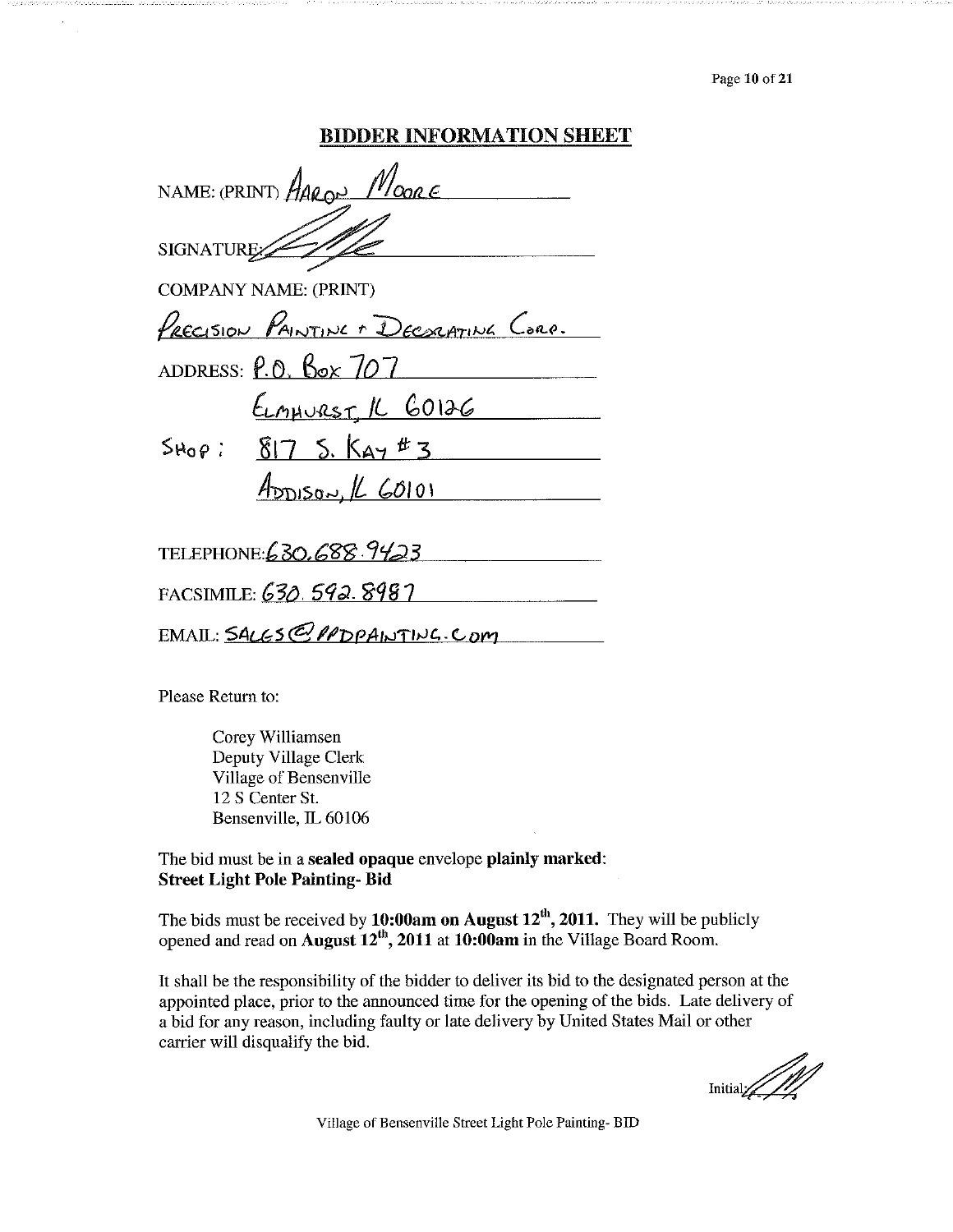## BIDDER INFORMATION SHEET

NAME: (PRINT) AARON MOORE

SIGNATURE: [signature]

COMPANY NAME: (PRINT)

PRECISION PAINTING + DECORATING CORP.

ADDRESS: P.O. BOX 707
ELMHURST, IL 60126

SHOP: 817 S. KAY #3
ADDISON, IL 60101

TELEPHONE: 630.688.9423

FACSIMILE: 630.592.8987

EMAIL: SALES@PPDPAINTING.COM

Please Return to:

> Corey Williamsen
> Deputy Village Clerk
> Village of Bensenville
> 12 S Center St.
> Bensenville, IL 60106

The bid must be in a **sealed opaque** envelope **plainly marked**:
**Street Light Pole Painting- Bid**

The bids must be received by **10:00am on August 12th, 2011.** They will be publicly opened and read on **August 12th, 2011** at **10:00am** in the Village Board Room.

It shall be the responsibility of the bidder to deliver its bid to the designated person at the appointed place, prior to the announced time for the opening of the bids. Late delivery of a bid for any reason, including faulty or late delivery by United States Mail or other carrier will disqualify the bid.

Initial: [initials]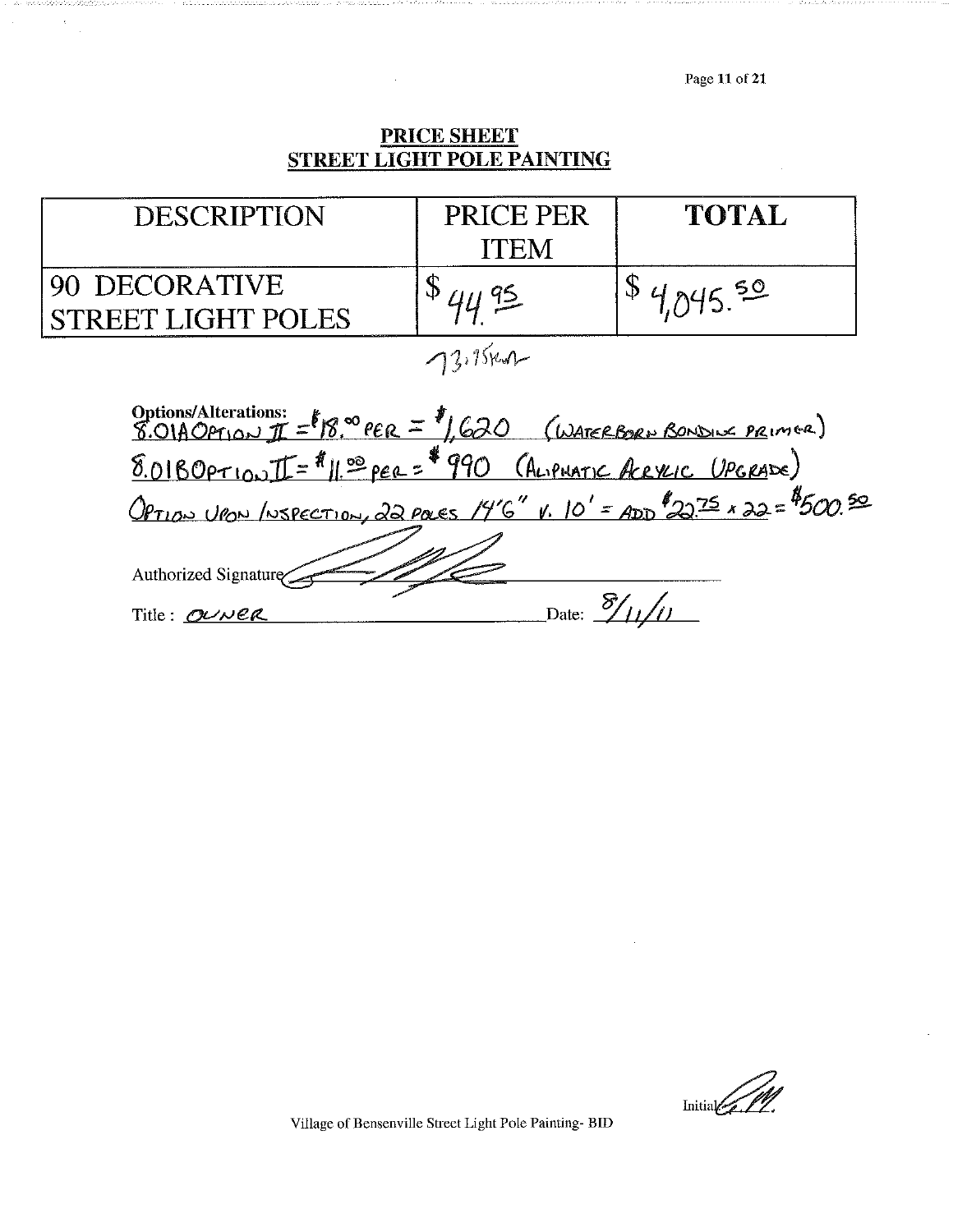## PRICE SHEET
## STREET LIGHT POLE PAINTING

| DESCRIPTION | PRICE PER ITEM | TOTAL |
|---|---|---|
| 90 DECORATIVE STREET LIGHT POLES | $ 44.95 | $ 4,045.50 |

73.95/unit

**Options/Alterations:** 8.01A Option II = $18.00 per = $1,620 (Waterborn Bonding Primer)

8.01B Option II = $11.00 per = $990 (Aliphatic Acrylic Upgrade)

Option upon inspection, 22 poles 14'6" v. 10' = add $22.75 x 22 = $500.50

Authorized Signature: ______________________

Title: OWNER　　　　　　　　　　Date: 8/11/11

Initial

Village of Bensenville Street Light Pole Painting- BID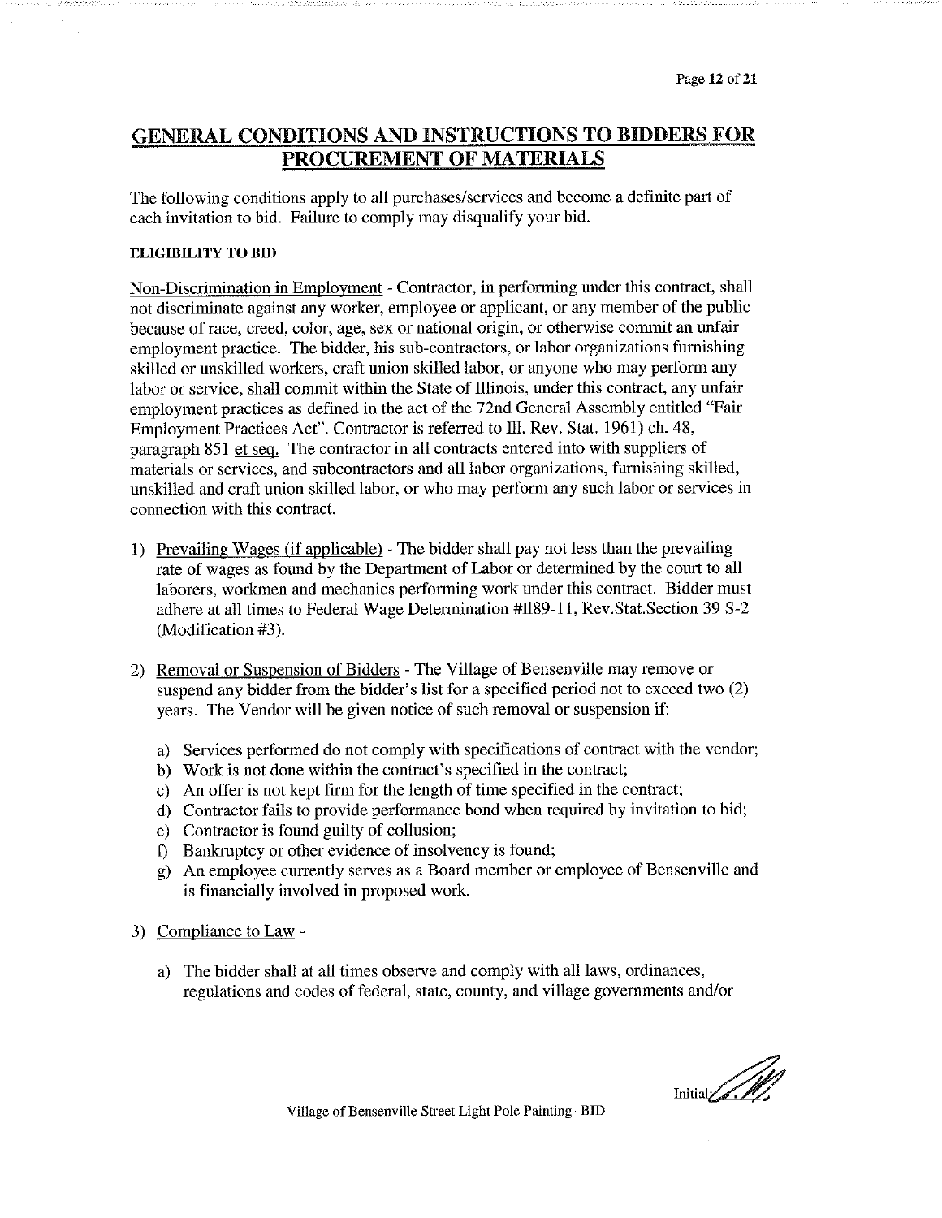# GENERAL CONDITIONS AND INSTRUCTIONS TO BIDDERS FOR PROCUREMENT OF MATERIALS

The following conditions apply to all purchases/services and become a definite part of each invitation to bid. Failure to comply may disqualify your bid.

**ELIGIBILITY TO BID**

Non-Discrimination in Employment - Contractor, in performing under this contract, shall not discriminate against any worker, employee or applicant, or any member of the public because of race, creed, color, age, sex or national origin, or otherwise commit an unfair employment practice. The bidder, his sub-contractors, or labor organizations furnishing skilled or unskilled workers, craft union skilled labor, or anyone who may perform any labor or service, shall commit within the State of Illinois, under this contract, any unfair employment practices as defined in the act of the 72nd General Assembly entitled "Fair Employment Practices Act". Contractor is referred to Ill. Rev. Stat. 1961) ch. 48, paragraph 851 et seq. The contractor in all contracts entered into with suppliers of materials or services, and subcontractors and all labor organizations, furnishing skilled, unskilled and craft union skilled labor, or who may perform any such labor or services in connection with this contract.

1) Prevailing Wages (if applicable) - The bidder shall pay not less than the prevailing rate of wages as found by the Department of Labor or determined by the court to all laborers, workmen and mechanics performing work under this contract. Bidder must adhere at all times to Federal Wage Determination #Il89-11, Rev.Stat.Section 39 S-2 (Modification #3).

2) Removal or Suspension of Bidders - The Village of Bensenville may remove or suspend any bidder from the bidder's list for a specified period not to exceed two (2) years. The Vendor will be given notice of such removal or suspension if:

   a) Services performed do not comply with specifications of contract with the vendor;
   b) Work is not done within the contract's specified in the contract;
   c) An offer is not kept firm for the length of time specified in the contract;
   d) Contractor fails to provide performance bond when required by invitation to bid;
   e) Contractor is found guilty of collusion;
   f) Bankruptcy or other evidence of insolvency is found;
   g) An employee currently serves as a Board member or employee of Bensenville and is financially involved in proposed work.

3) Compliance to Law -

   a) The bidder shall at all times observe and comply with all laws, ordinances, regulations and codes of federal, state, county, and village governments and/or

Initial

Village of Bensenville Street Light Pole Painting- BID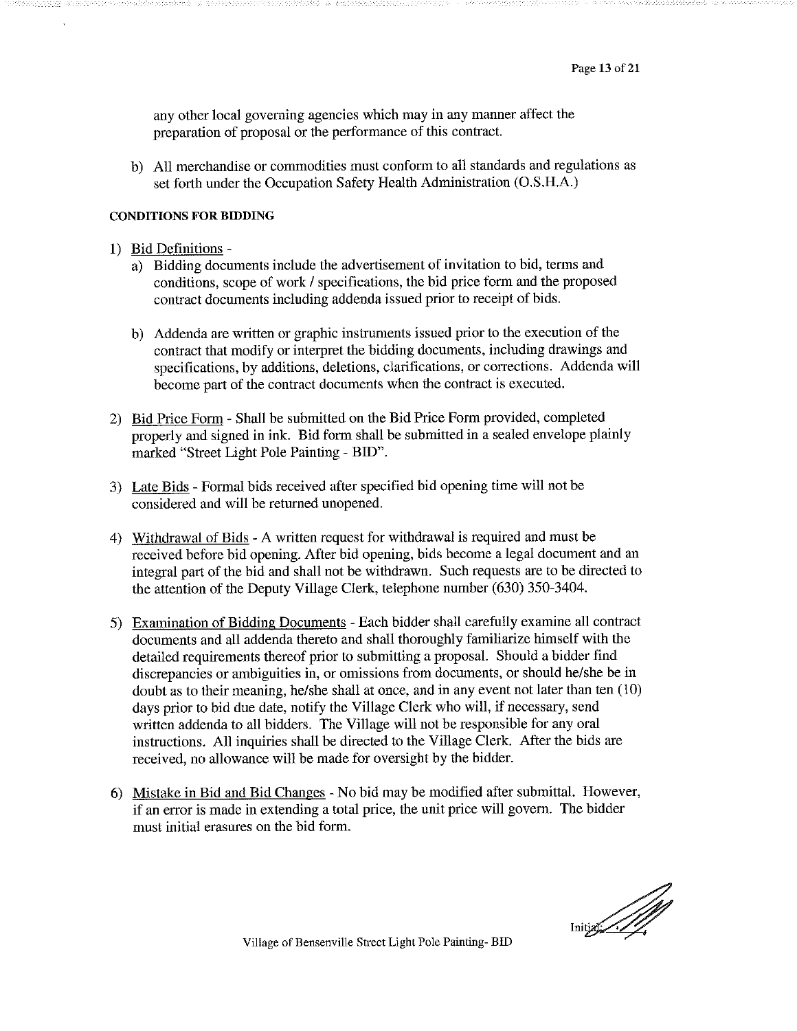any other local governing agencies which may in any manner affect the preparation of proposal or the performance of this contract.

b) All merchandise or commodities must conform to all standards and regulations as set forth under the Occupation Safety Health Administration (O.S.H.A.)

**CONDITIONS FOR BIDDING**

1) Bid Definitions -
   a) Bidding documents include the advertisement of invitation to bid, terms and conditions, scope of work / specifications, the bid price form and the proposed contract documents including addenda issued prior to receipt of bids.

   b) Addenda are written or graphic instruments issued prior to the execution of the contract that modify or interpret the bidding documents, including drawings and specifications, by additions, deletions, clarifications, or corrections. Addenda will become part of the contract documents when the contract is executed.

2) Bid Price Form - Shall be submitted on the Bid Price Form provided, completed properly and signed in ink. Bid form shall be submitted in a sealed envelope plainly marked "Street Light Pole Painting - BID".

3) Late Bids - Formal bids received after specified bid opening time will not be considered and will be returned unopened.

4) Withdrawal of Bids - A written request for withdrawal is required and must be received before bid opening. After bid opening, bids become a legal document and an integral part of the bid and shall not be withdrawn. Such requests are to be directed to the attention of the Deputy Village Clerk, telephone number (630) 350-3404.

5) Examination of Bidding Documents - Each bidder shall carefully examine all contract documents and all addenda thereto and shall thoroughly familiarize himself with the detailed requirements thereof prior to submitting a proposal. Should a bidder find discrepancies or ambiguities in, or omissions from documents, or should he/she be in doubt as to their meaning, he/she shall at once, and in any event not later than ten (10) days prior to bid due date, notify the Village Clerk who will, if necessary, send written addenda to all bidders. The Village will not be responsible for any oral instructions. All inquiries shall be directed to the Village Clerk. After the bids are received, no allowance will be made for oversight by the bidder.

6) Mistake in Bid and Bid Changes - No bid may be modified after submittal. However, if an error is made in extending a total price, the unit price will govern. The bidder must initial erasures on the bid form.

Initial: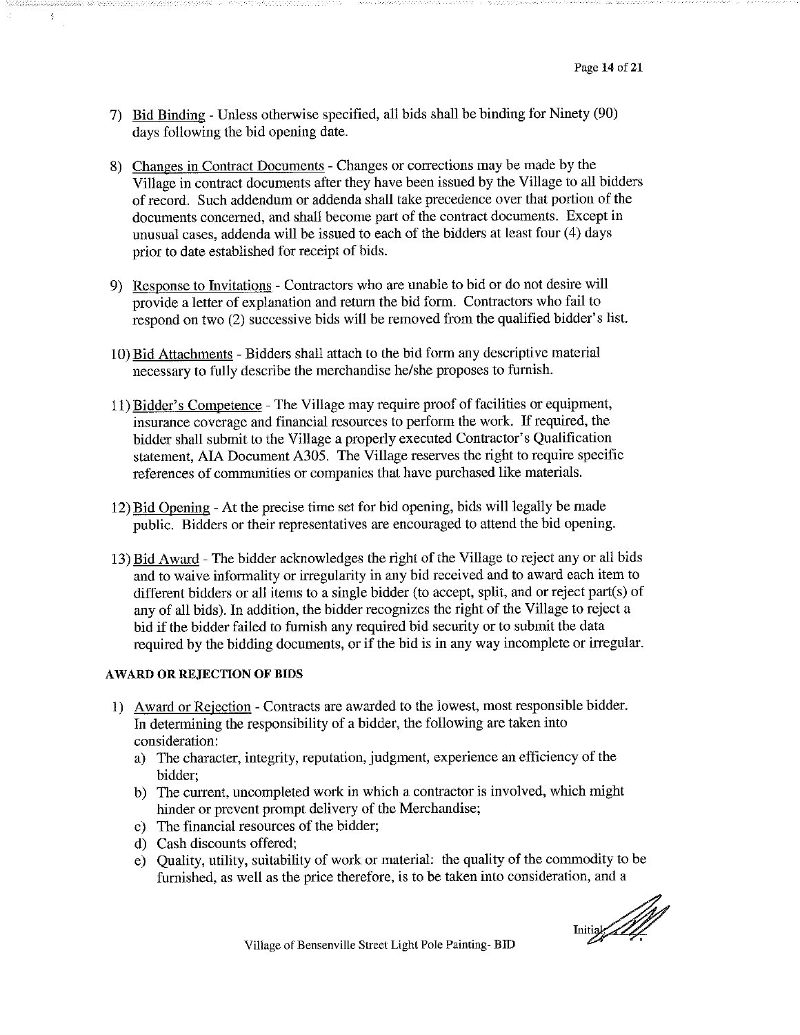7) <u>Bid Binding</u> - Unless otherwise specified, all bids shall be binding for Ninety (90) days following the bid opening date.

8) <u>Changes in Contract Documents</u> - Changes or corrections may be made by the Village in contract documents after they have been issued by the Village to all bidders of record. Such addendum or addenda shall take precedence over that portion of the documents concerned, and shall become part of the contract documents. Except in unusual cases, addenda will be issued to each of the bidders at least four (4) days prior to date established for receipt of bids.

9) <u>Response to Invitations</u> - Contractors who are unable to bid or do not desire will provide a letter of explanation and return the bid form. Contractors who fail to respond on two (2) successive bids will be removed from the qualified bidder's list.

10) <u>Bid Attachments</u> - Bidders shall attach to the bid form any descriptive material necessary to fully describe the merchandise he/she proposes to furnish.

11) <u>Bidder's Competence</u> - The Village may require proof of facilities or equipment, insurance coverage and financial resources to perform the work. If required, the bidder shall submit to the Village a properly executed Contractor's Qualification statement, AIA Document A305. The Village reserves the right to require specific references of communities or companies that have purchased like materials.

12) <u>Bid Opening</u> - At the precise time set for bid opening, bids will legally be made public. Bidders or their representatives are encouraged to attend the bid opening.

13) <u>Bid Award</u> - The bidder acknowledges the right of the Village to reject any or all bids and to waive informality or irregularity in any bid received and to award each item to different bidders or all items to a single bidder (to accept, split, and or reject part(s) of any of all bids). In addition, the bidder recognizes the right of the Village to reject a bid if the bidder failed to furnish any required bid security or to submit the data required by the bidding documents, or if the bid is in any way incomplete or irregular.

**AWARD OR REJECTION OF BIDS**

1) <u>Award or Rejection</u> - Contracts are awarded to the lowest, most responsible bidder. In determining the responsibility of a bidder, the following are taken into consideration:
   a) The character, integrity, reputation, judgment, experience an efficiency of the bidder;
   b) The current, uncompleted work in which a contractor is involved, which might hinder or prevent prompt delivery of the Merchandise;
   c) The financial resources of the bidder;
   d) Cash discounts offered;
   e) Quality, utility, suitability of work or material: the quality of the commodity to be furnished, as well as the price therefore, is to be taken into consideration, and a

Initial:

Village of Bensenville Street Light Pole Painting- BID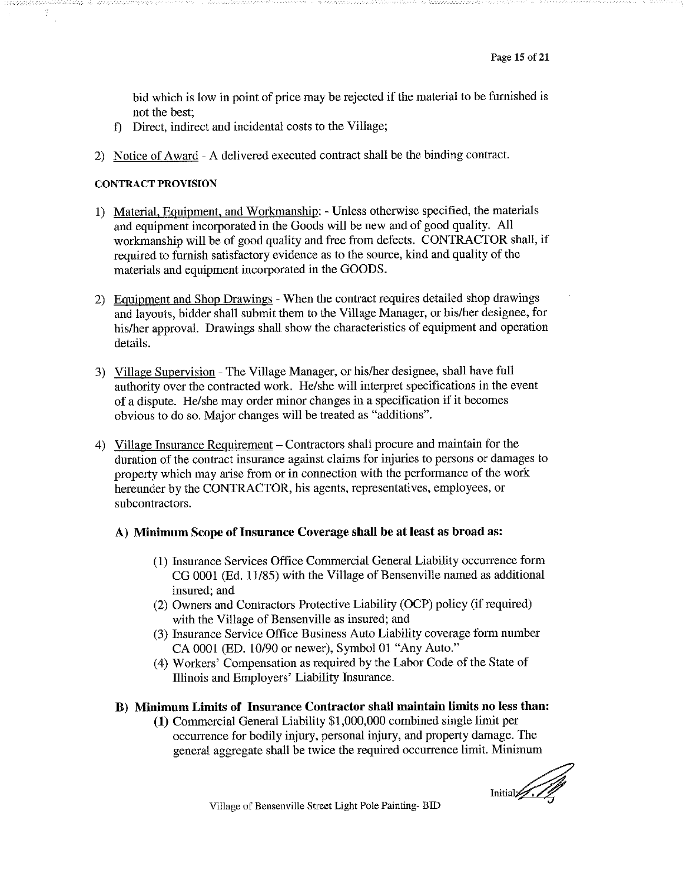bid which is low in point of price may be rejected if the material to be furnished is not the best;

f) Direct, indirect and incidental costs to the Village;

2) Notice of Award - A delivered executed contract shall be the binding contract.

**CONTRACT PROVISION**

1) Material, Equipment, and Workmanship: - Unless otherwise specified, the materials and equipment incorporated in the Goods will be new and of good quality. All workmanship will be of good quality and free from defects. CONTRACTOR shall, if required to furnish satisfactory evidence as to the source, kind and quality of the materials and equipment incorporated in the GOODS.

2) Equipment and Shop Drawings - When the contract requires detailed shop drawings and layouts, bidder shall submit them to the Village Manager, or his/her designee, for his/her approval. Drawings shall show the characteristics of equipment and operation details.

3) Village Supervision - The Village Manager, or his/her designee, shall have full authority over the contracted work. He/she will interpret specifications in the event of a dispute. He/she may order minor changes in a specification if it becomes obvious to do so. Major changes will be treated as "additions".

4) Village Insurance Requirement – Contractors shall procure and maintain for the duration of the contract insurance against claims for injuries to persons or damages to property which may arise from or in connection with the performance of the work hereunder by the CONTRACTOR, his agents, representatives, employees, or subcontractors.

   **A) Minimum Scope of Insurance Coverage shall be at least as broad as:**

   (1) Insurance Services Office Commercial General Liability occurrence form CG 0001 (Ed. 11/85) with the Village of Bensenville named as additional insured; and
   (2) Owners and Contractors Protective Liability (OCP) policy (if required) with the Village of Bensenville as insured; and
   (3) Insurance Service Office Business Auto Liability coverage form number CA 0001 (ED. 10/90 or newer), Symbol 01 "Any Auto."
   (4) Workers' Compensation as required by the Labor Code of the State of Illinois and Employers' Liability Insurance.

   **B) Minimum Limits of Insurance Contractor shall maintain limits no less than:**

   **(1)** Commercial General Liability $1,000,000 combined single limit per occurrence for bodily injury, personal injury, and property damage. The general aggregate shall be twice the required occurrence limit. Minimum

Initial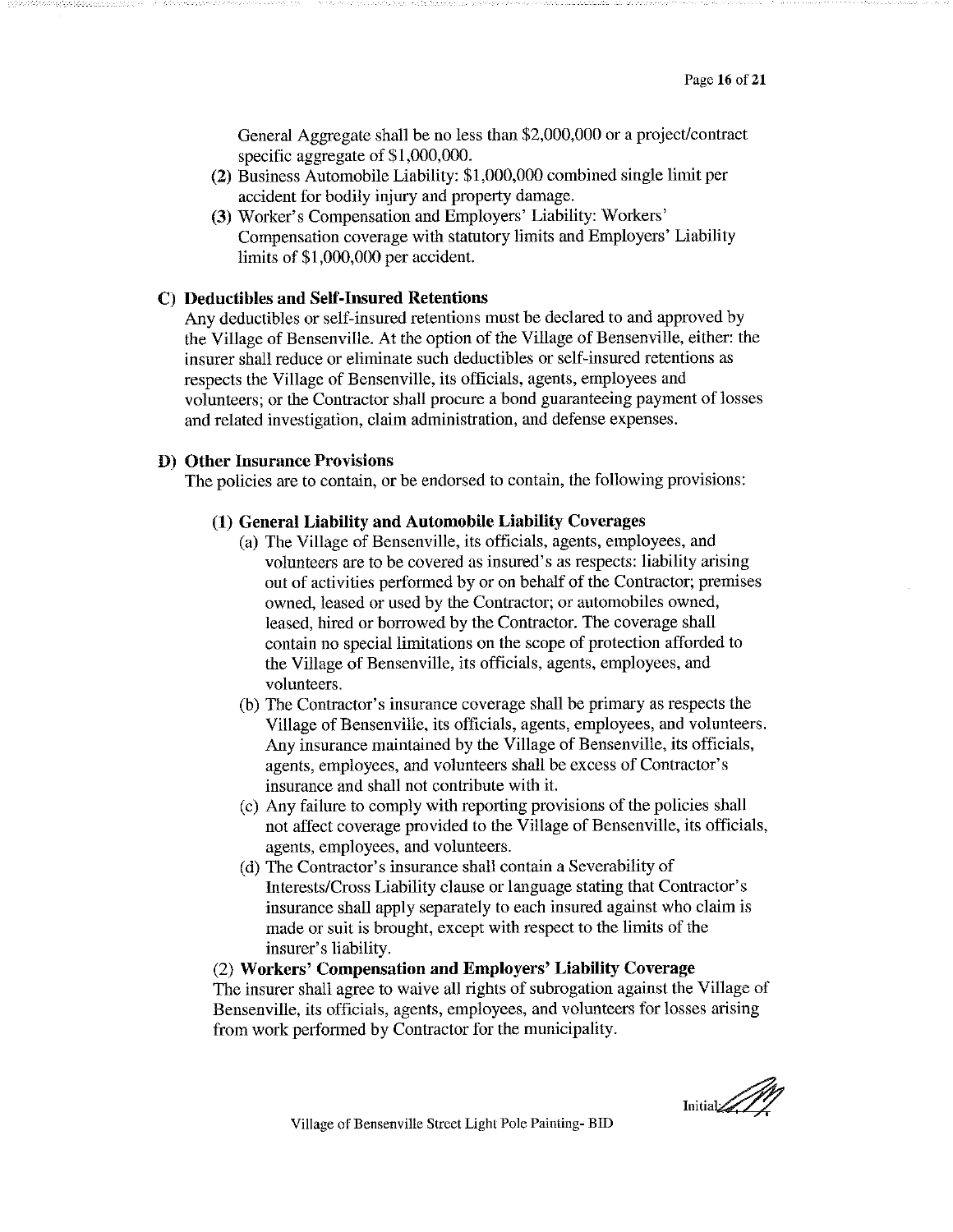General Aggregate shall be no less than $2,000,000 or a project/contract specific aggregate of $1,000,000.

(2) Business Automobile Liability: $1,000,000 combined single limit per accident for bodily injury and property damage.

(3) Worker's Compensation and Employers' Liability: Workers' Compensation coverage with statutory limits and Employers' Liability limits of $1,000,000 per accident.

**C) Deductibles and Self-Insured Retentions**

Any deductibles or self-insured retentions must be declared to and approved by the Village of Bensenville. At the option of the Village of Bensenville, either: the insurer shall reduce or eliminate such deductibles or self-insured retentions as respects the Village of Bensenville, its officials, agents, employees and volunteers; or the Contractor shall procure a bond guaranteeing payment of losses and related investigation, claim administration, and defense expenses.

**D) Other Insurance Provisions**

The policies are to contain, or be endorsed to contain, the following provisions:

**(1) General Liability and Automobile Liability Coverages**

(a) The Village of Bensenville, its officials, agents, employees, and volunteers are to be covered as insured's as respects: liability arising out of activities performed by or on behalf of the Contractor; premises owned, leased or used by the Contractor; or automobiles owned, leased, hired or borrowed by the Contractor. The coverage shall contain no special limitations on the scope of protection afforded to the Village of Bensenville, its officials, agents, employees, and volunteers.

(b) The Contractor's insurance coverage shall be primary as respects the Village of Bensenville, its officials, agents, employees, and volunteers. Any insurance maintained by the Village of Bensenville, its officials, agents, employees, and volunteers shall be excess of Contractor's insurance and shall not contribute with it.

(c) Any failure to comply with reporting provisions of the policies shall not affect coverage provided to the Village of Bensenville, its officials, agents, employees, and volunteers.

(d) The Contractor's insurance shall contain a Severability of Interests/Cross Liability clause or language stating that Contractor's insurance shall apply separately to each insured against who claim is made or suit is brought, except with respect to the limits of the insurer's liability.

(2) **Workers' Compensation and Employers' Liability Coverage**

The insurer shall agree to waive all rights of subrogation against the Village of Bensenville, its officials, agents, employees, and volunteers for losses arising from work performed by Contractor for the municipality.

Initial: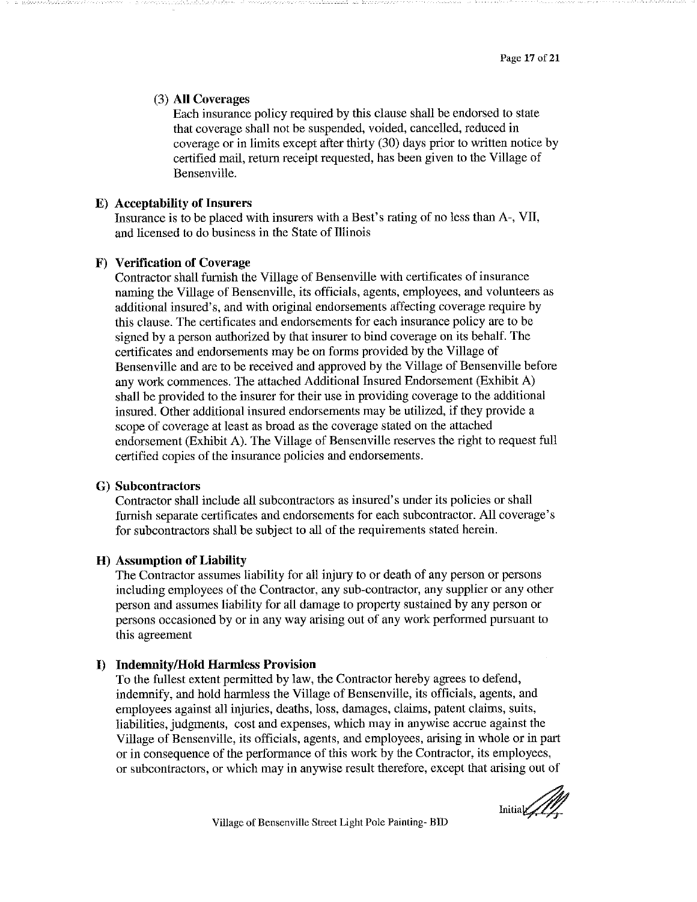(3) **All Coverages**

Each insurance policy required by this clause shall be endorsed to state that coverage shall not be suspended, voided, cancelled, reduced in coverage or in limits except after thirty (30) days prior to written notice by certified mail, return receipt requested, has been given to the Village of Bensenville.

**E) Acceptability of Insurers**

Insurance is to be placed with insurers with a Best's rating of no less than A-, VII, and licensed to do business in the State of Illinois

**F) Verification of Coverage**

Contractor shall furnish the Village of Bensenville with certificates of insurance naming the Village of Bensenville, its officials, agents, employees, and volunteers as additional insured's, and with original endorsements affecting coverage require by this clause. The certificates and endorsements for each insurance policy are to be signed by a person authorized by that insurer to bind coverage on its behalf. The certificates and endorsements may be on forms provided by the Village of Bensenville and are to be received and approved by the Village of Bensenville before any work commences. The attached Additional Insured Endorsement (Exhibit A) shall be provided to the insurer for their use in providing coverage to the additional insured. Other additional insured endorsements may be utilized, if they provide a scope of coverage at least as broad as the coverage stated on the attached endorsement (Exhibit A). The Village of Bensenville reserves the right to request full certified copies of the insurance policies and endorsements.

**G) Subcontractors**

Contractor shall include all subcontractors as insured's under its policies or shall furnish separate certificates and endorsements for each subcontractor. All coverage's for subcontractors shall be subject to all of the requirements stated herein.

**H) Assumption of Liability**

The Contractor assumes liability for all injury to or death of any person or persons including employees of the Contractor, any sub-contractor, any supplier or any other person and assumes liability for all damage to property sustained by any person or persons occasioned by or in any way arising out of any work performed pursuant to this agreement

**I) Indemnity/Hold Harmless Provision**

To the fullest extent permitted by law, the Contractor hereby agrees to defend, indemnify, and hold harmless the Village of Bensenville, its officials, agents, and employees against all injuries, deaths, loss, damages, claims, patent claims, suits, liabilities, judgments, cost and expenses, which may in anywise accrue against the Village of Bensenville, its officials, agents, and employees, arising in whole or in part or in consequence of the performance of this work by the Contractor, its employees, or subcontractors, or which may in anywise result therefore, except that arising out of

Initial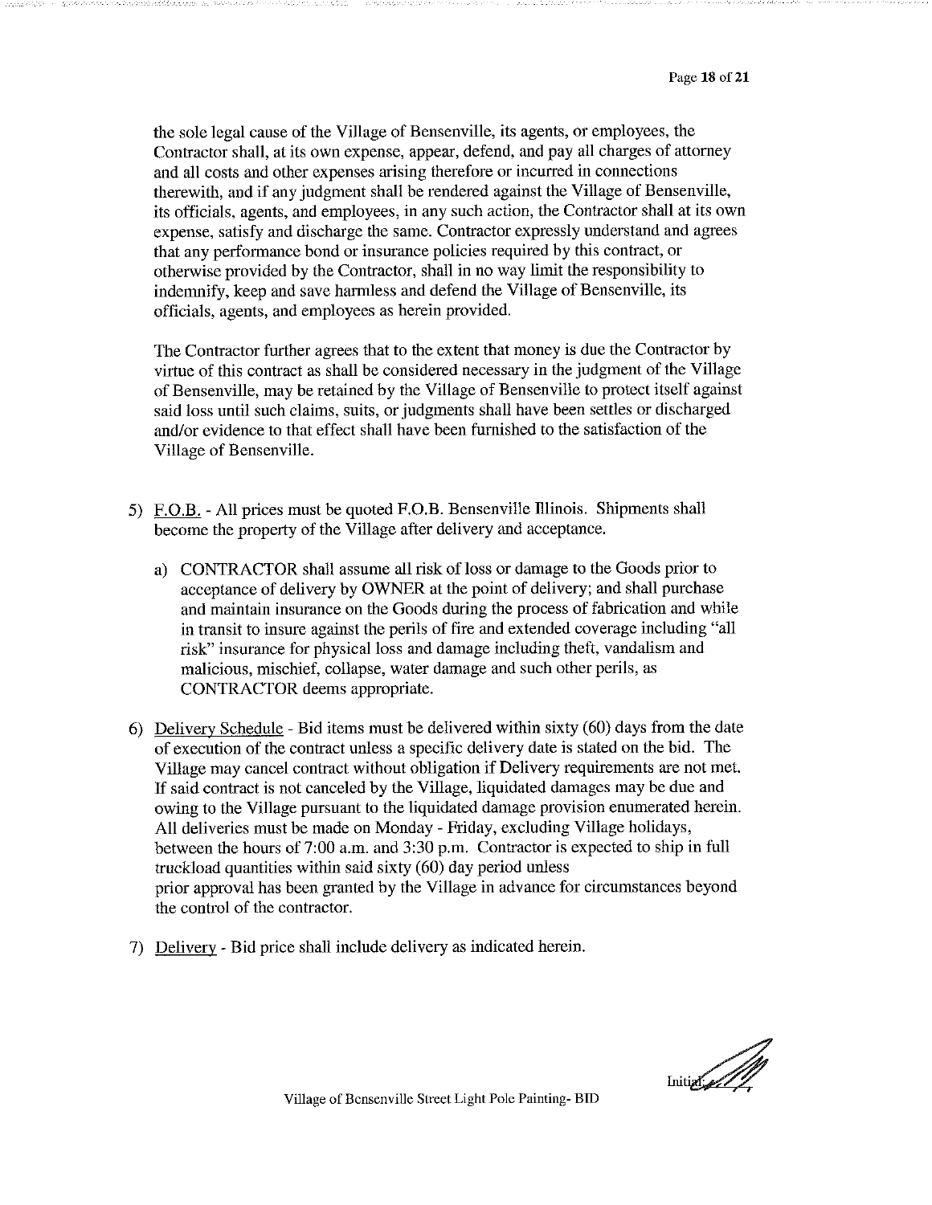the sole legal cause of the Village of Bensenville, its agents, or employees, the Contractor shall, at its own expense, appear, defend, and pay all charges of attorney and all costs and other expenses arising therefore or incurred in connections therewith, and if any judgment shall be rendered against the Village of Bensenville, its officials, agents, and employees, in any such action, the Contractor shall at its own expense, satisfy and discharge the same. Contractor expressly understand and agrees that any performance bond or insurance policies required by this contract, or otherwise provided by the Contractor, shall in no way limit the responsibility to indemnify, keep and save harmless and defend the Village of Bensenville, its officials, agents, and employees as herein provided.

The Contractor further agrees that to the extent that money is due the Contractor by virtue of this contract as shall be considered necessary in the judgment of the Village of Bensenville, may be retained by the Village of Bensenville to protect itself against said loss until such claims, suits, or judgments shall have been settles or discharged and/or evidence to that effect shall have been furnished to the satisfaction of the Village of Bensenville.

5) F.O.B. - All prices must be quoted F.O.B. Bensenville Illinois. Shipments shall become the property of the Village after delivery and acceptance.

   a) CONTRACTOR shall assume all risk of loss or damage to the Goods prior to acceptance of delivery by OWNER at the point of delivery; and shall purchase and maintain insurance on the Goods during the process of fabrication and while in transit to insure against the perils of fire and extended coverage including "all risk" insurance for physical loss and damage including theft, vandalism and malicious, mischief, collapse, water damage and such other perils, as CONTRACTOR deems appropriate.

6) Delivery Schedule - Bid items must be delivered within sixty (60) days from the date of execution of the contract unless a specific delivery date is stated on the bid. The Village may cancel contract without obligation if Delivery requirements are not met. If said contract is not canceled by the Village, liquidated damages may be due and owing to the Village pursuant to the liquidated damage provision enumerated herein. All deliveries must be made on Monday - Friday, excluding Village holidays, between the hours of 7:00 a.m. and 3:30 p.m. Contractor is expected to ship in full truckload quantities within said sixty (60) day period unless prior approval has been granted by the Village in advance for circumstances beyond the control of the contractor.

7) Delivery - Bid price shall include delivery as indicated herein.

Initial: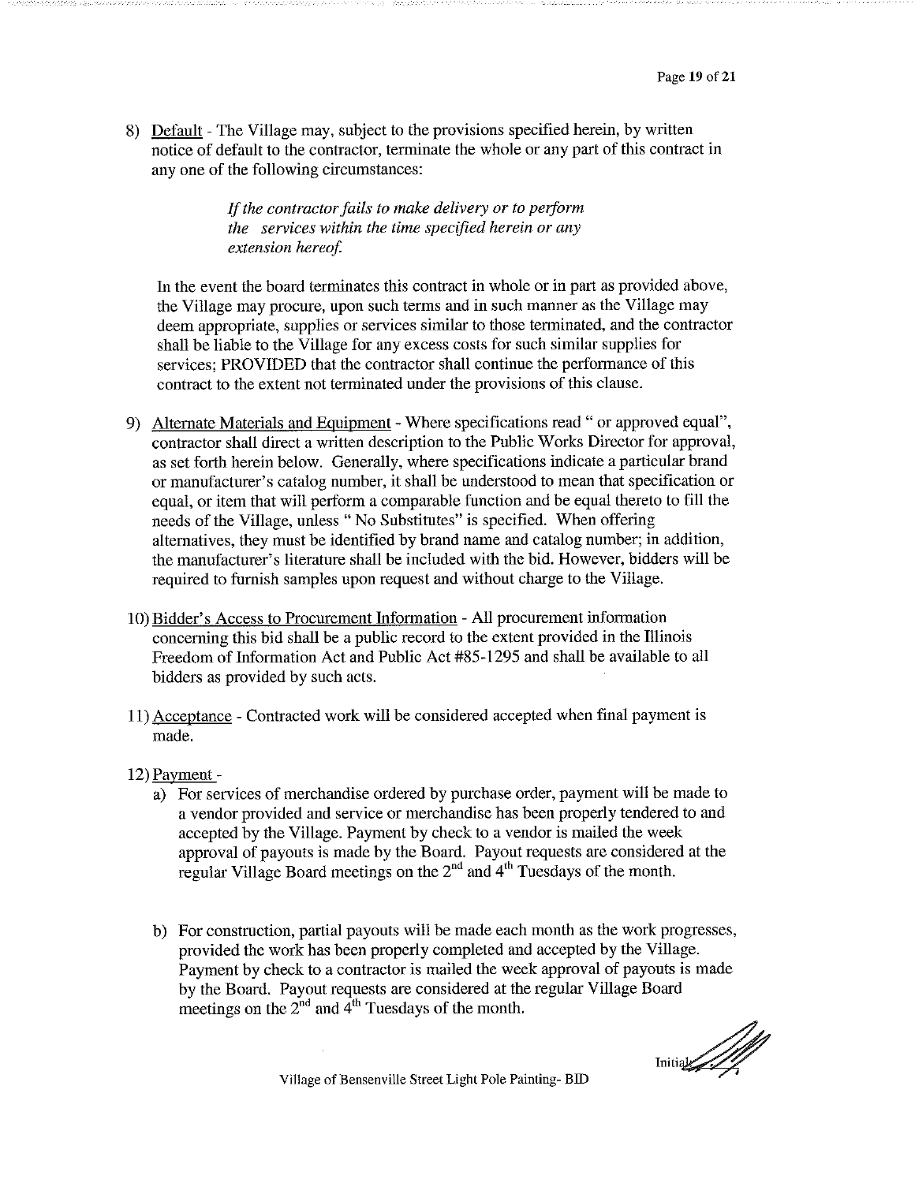8) <u>Default</u> - The Village may, subject to the provisions specified herein, by written notice of default to the contractor, terminate the whole or any part of this contract in any one of the following circumstances:

   *If the contractor fails to make delivery or to perform the services within the time specified herein or any extension hereof.*

   In the event the board terminates this contract in whole or in part as provided above, the Village may procure, upon such terms and in such manner as the Village may deem appropriate, supplies or services similar to those terminated, and the contractor shall be liable to the Village for any excess costs for such similar supplies for services; PROVIDED that the contractor shall continue the performance of this contract to the extent not terminated under the provisions of this clause.

9) <u>Alternate Materials and Equipment</u> - Where specifications read " or approved equal", contractor shall direct a written description to the Public Works Director for approval, as set forth herein below. Generally, where specifications indicate a particular brand or manufacturer's catalog number, it shall be understood to mean that specification or equal, or item that will perform a comparable function and be equal thereto to fill the needs of the Village, unless " No Substitutes" is specified. When offering alternatives, they must be identified by brand name and catalog number; in addition, the manufacturer's literature shall be included with the bid. However, bidders will be required to furnish samples upon request and without charge to the Village.

10) <u>Bidder's Access to Procurement Information</u> - All procurement information concerning this bid shall be a public record to the extent provided in the Illinois Freedom of Information Act and Public Act #85-1295 and shall be available to all bidders as provided by such acts.

11) <u>Acceptance</u> - Contracted work will be considered accepted when final payment is made.

12) <u>Payment</u> -
   a) For services of merchandise ordered by purchase order, payment will be made to a vendor provided and service or merchandise has been properly tendered to and accepted by the Village. Payment by check to a vendor is mailed the week approval of payouts is made by the Board. Payout requests are considered at the regular Village Board meetings on the 2nd and 4th Tuesdays of the month.

   b) For construction, partial payouts will be made each month as the work progresses, provided the work has been properly completed and accepted by the Village. Payment by check to a contractor is mailed the week approval of payouts is made by the Board. Payout requests are considered at the regular Village Board meetings on the 2nd and 4th Tuesdays of the month.

Initial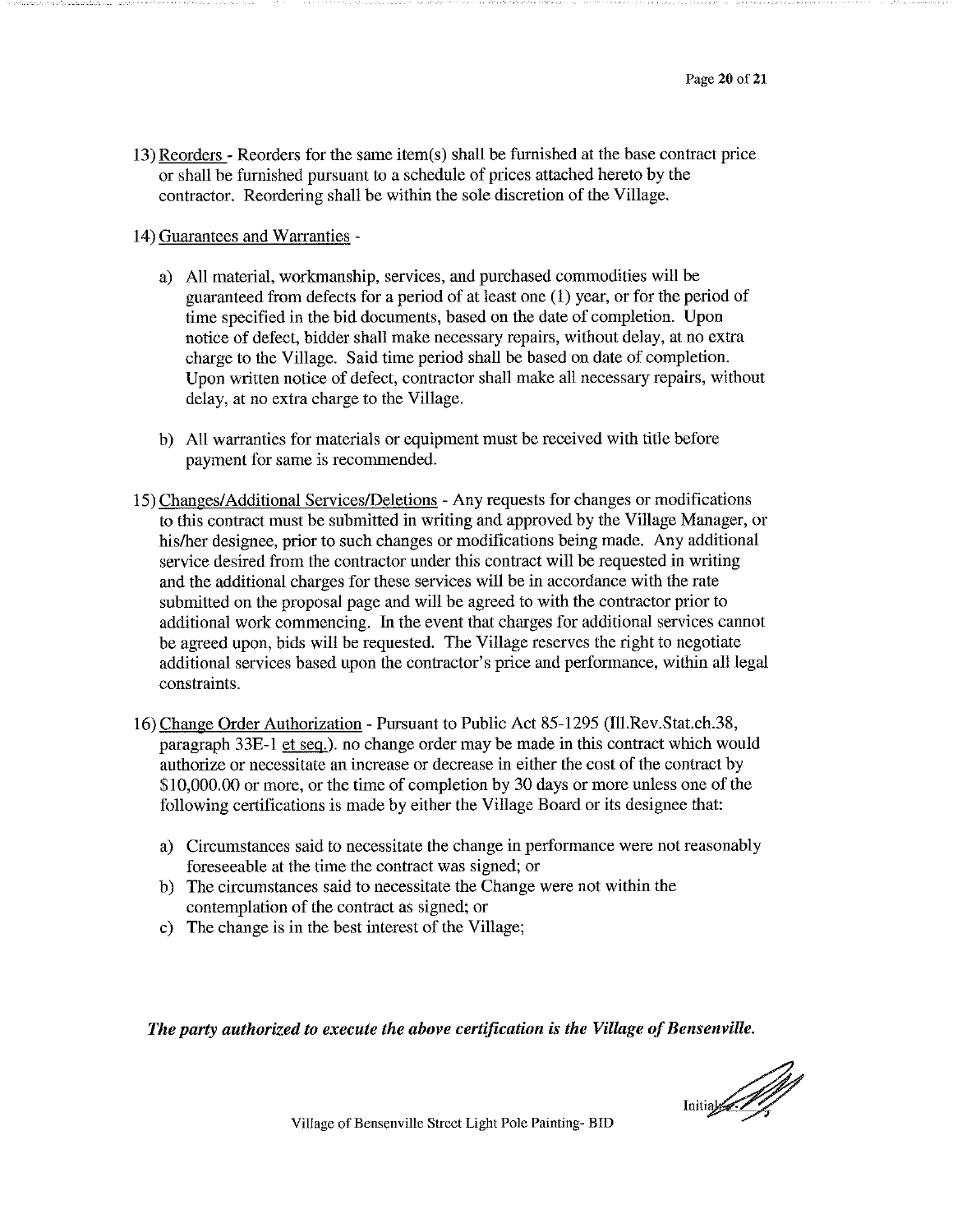13) Reorders - Reorders for the same item(s) shall be furnished at the base contract price or shall be furnished pursuant to a schedule of prices attached hereto by the contractor. Reordering shall be within the sole discretion of the Village.

14) Guarantees and Warranties -

   a) All material, workmanship, services, and purchased commodities will be guaranteed from defects for a period of at least one (1) year, or for the period of time specified in the bid documents, based on the date of completion. Upon notice of defect, bidder shall make necessary repairs, without delay, at no extra charge to the Village. Said time period shall be based on date of completion. Upon written notice of defect, contractor shall make all necessary repairs, without delay, at no extra charge to the Village.

   b) All warranties for materials or equipment must be received with title before payment for same is recommended.

15) Changes/Additional Services/Deletions - Any requests for changes or modifications to this contract must be submitted in writing and approved by the Village Manager, or his/her designee, prior to such changes or modifications being made. Any additional service desired from the contractor under this contract will be requested in writing and the additional charges for these services will be in accordance with the rate submitted on the proposal page and will be agreed to with the contractor prior to additional work commencing. In the event that charges for additional services cannot be agreed upon, bids will be requested. The Village reserves the right to negotiate additional services based upon the contractor's price and performance, within all legal constraints.

16) Change Order Authorization - Pursuant to Public Act 85-1295 (Ill.Rev.Stat.ch.38, paragraph 33E-1 et seq.). no change order may be made in this contract which would authorize or necessitate an increase or decrease in either the cost of the contract by $10,000.00 or more, or the time of completion by 30 days or more unless one of the following certifications is made by either the Village Board or its designee that:

   a) Circumstances said to necessitate the change in performance were not reasonably foreseeable at the time the contract was signed; or
   b) The circumstances said to necessitate the Change were not within the contemplation of the contract as signed; or
   c) The change is in the best interest of the Village;

***The party authorized to execute the above certification is the Village of Bensenville.***

Initials:

Village of Bensenville Street Light Pole Painting- BID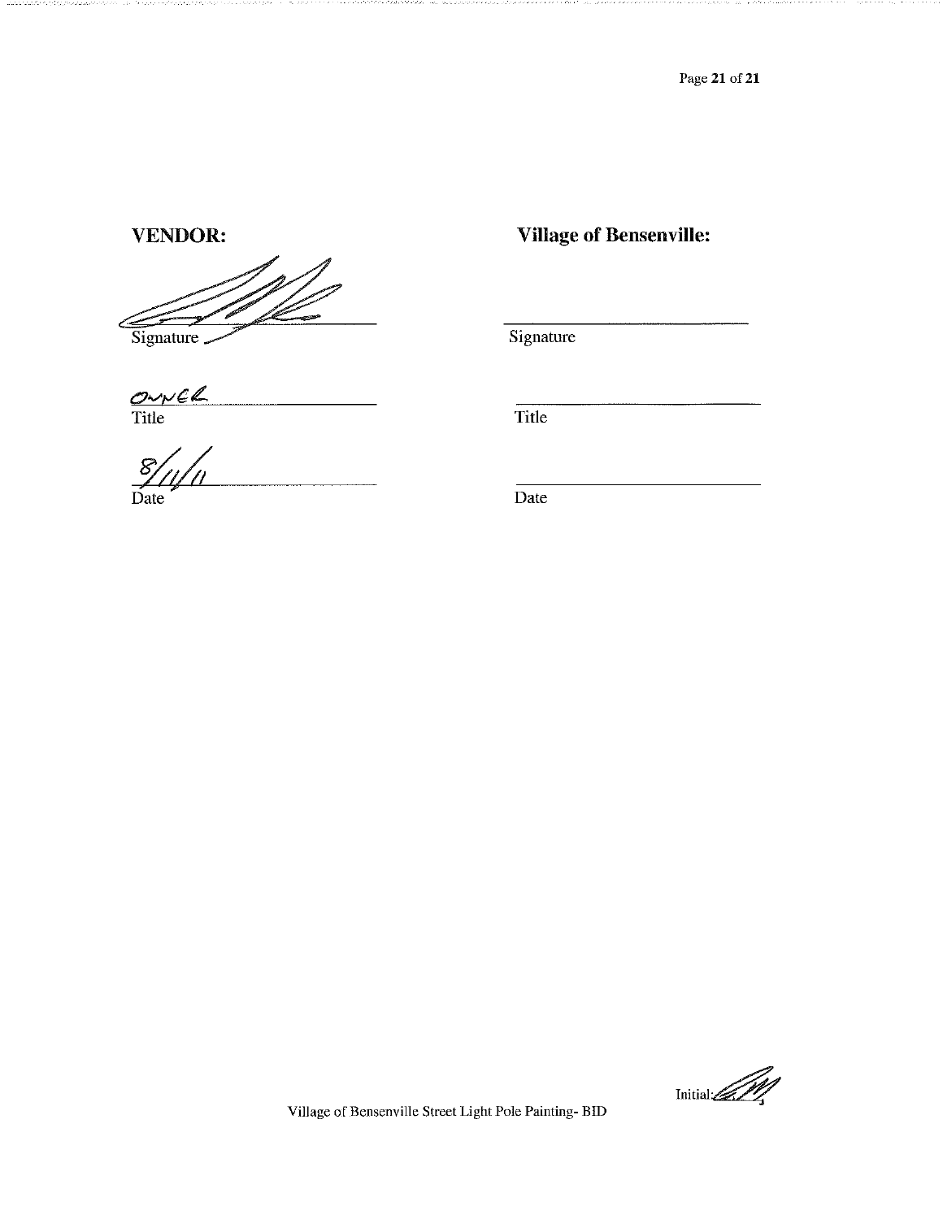| **VENDOR:** | **Village of Bensenville:** |
| --- | --- |
| [signature] | |
| Signature | Signature |
| OWNER | |
| Title | Title |
| 8/11/11 | |
| Date | Date |

Initial: [initials]

Village of Bensenville Street Light Pole Painting- BID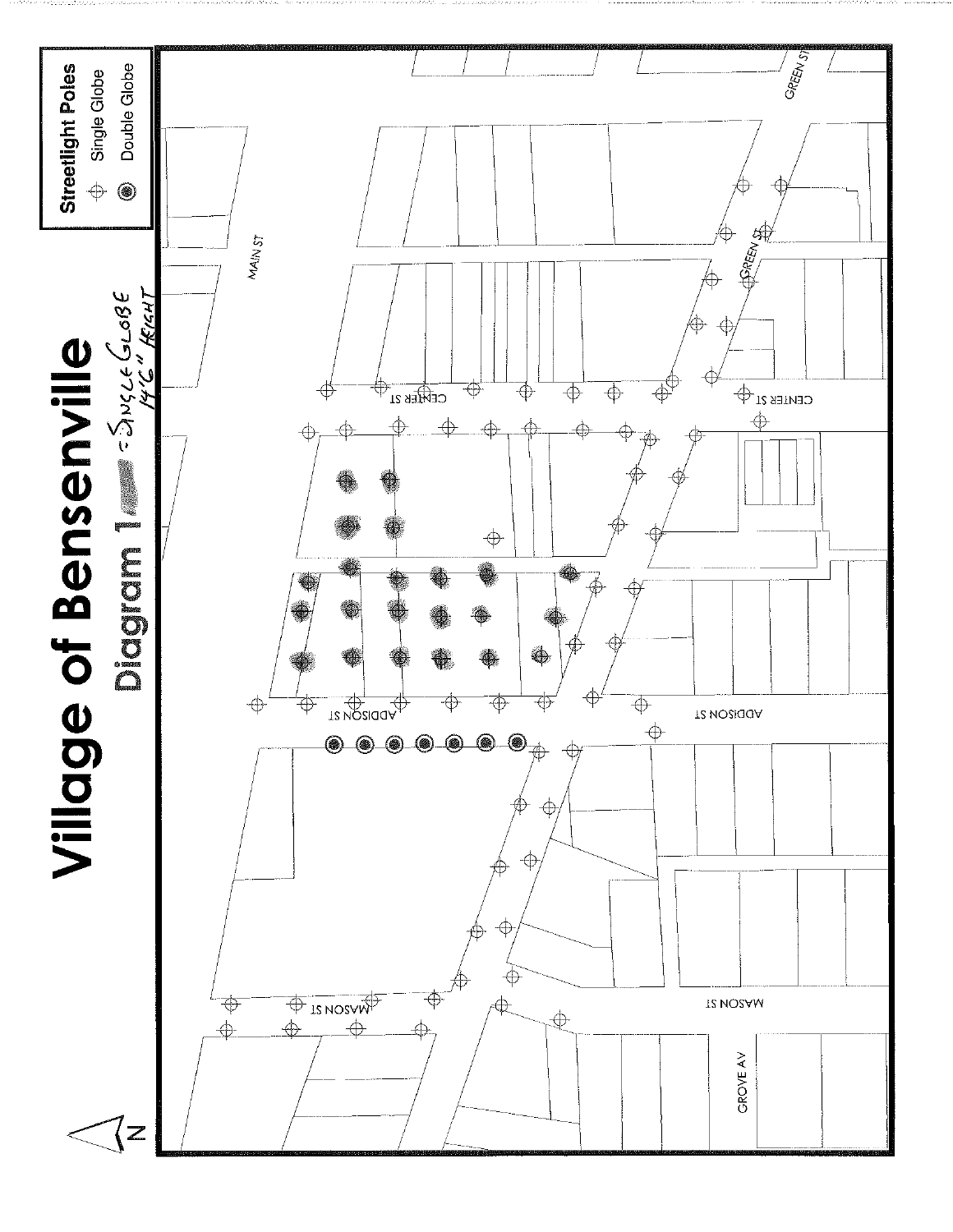# Village of Bensenville

## Diagram 1 = Single Globe 14'6" Height

**Streetlight Poles**
- Single Globe
- Double Globe

MAIN ST

GREEN ST

CENTER ST

ADDISON ST

MASON ST

GROVE AV

N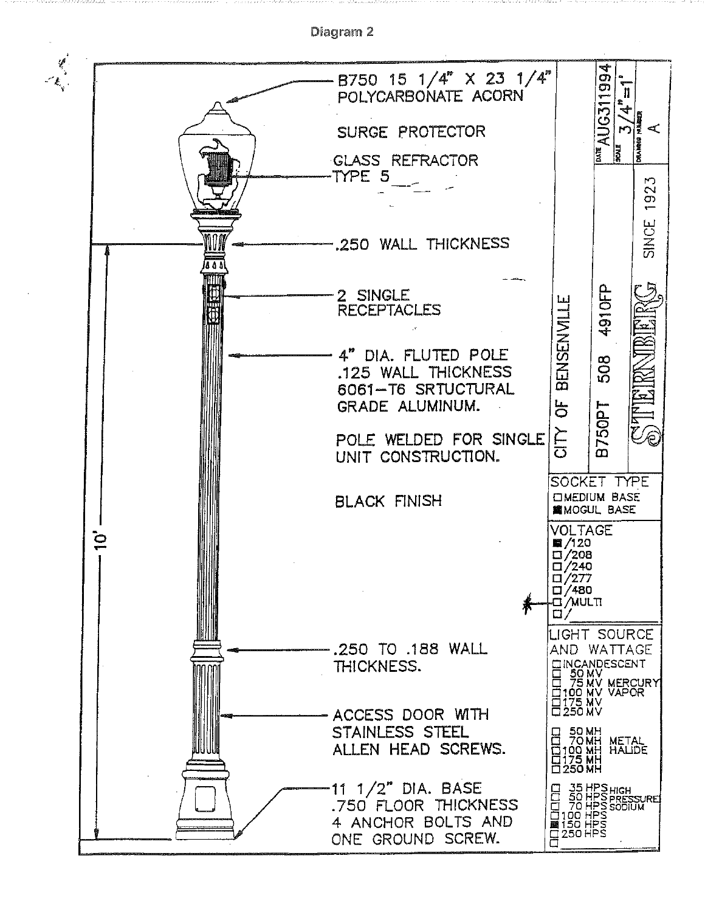# Diagram 2

B750 15 1/4" X 23 1/4" POLYCARBONATE ACORN

SURGE PROTECTOR

GLASS REFRACTOR TYPE 5

.250 WALL THICKNESS

2 SINGLE RECEPTACLES

4" DIA. FLUTED POLE .125 WALL THICKNESS 6061-T6 SRTUCTURAL GRADE ALUMINUM.

POLE WELDED FOR SINGLE UNIT CONSTRUCTION.

BLACK FINISH

.250 TO .188 WALL THICKNESS.

ACCESS DOOR WITH STAINLESS STEEL ALLEN HEAD SCREWS.

11 1/2" DIA. BASE .750 FLOOR THICKNESS 4 ANCHOR BOLTS AND ONE GROUND SCREW.

10'

CITY OF BENSENVILLE

B750PT 508 4910FP

STERNBERG SINCE 1923

DATE AUG311994

SCALE 3/4"=1'

DRAWING NUMBER A

**SOCKET TYPE**

- ☐ MEDIUM BASE
- ■ MOGUL BASE

**VOLTAGE**

- ■ /120
- ☐ /208
- ☐ /240
- ☐ /277
- ☐ /480
- ☐ /MULTI
- ☐ /

**LIGHT SOURCE AND WATTAGE**

- ☐ INCANDESCENT
- ☐ 50 MV
- ☐ 75 MV
- ☐ 100 MV
- ☐ 175 MV
- ☐ 250 MV

MERCURY VAPOR

- ☐ 50 MH
- ☐ 70 MH
- ☐ 100 MH
- ☐ 175 MH
- ☐ 250 MH

METAL HALIDE

- ☐ 35 HPS
- ☐ 50 HPS
- ☐ 70 HPS
- ☐ 100 HPS
- ■ 150 HPS
- ☐ 250 HPS

HIGH PRESSURE SODIUM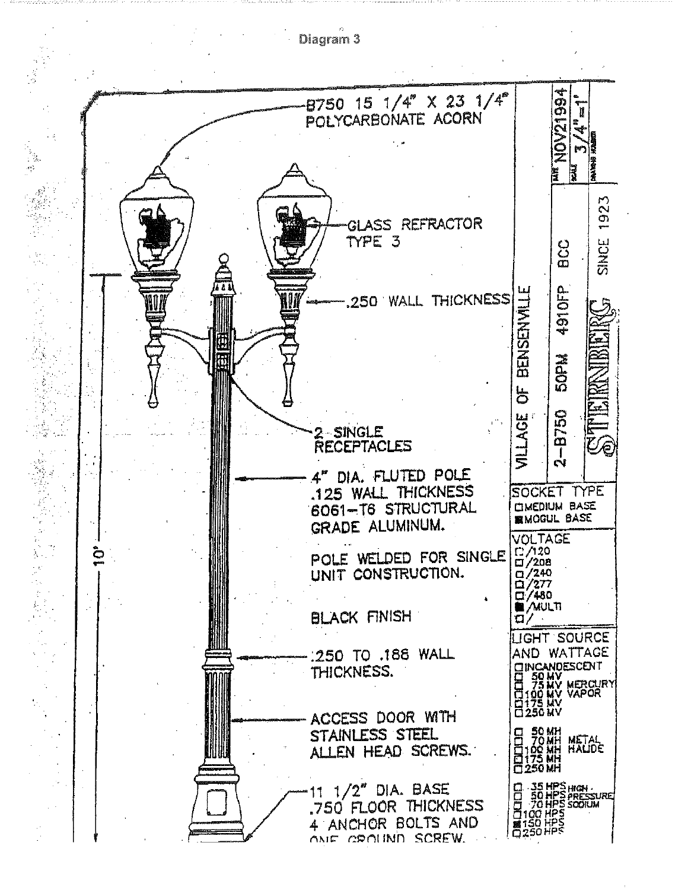Diagram 3

B750 15 1/4" X 23 1/4"
POLYCARBONATE ACORN

GLASS REFRACTOR
TYPE 3

.250 WALL THICKNESS

2 SINGLE
RECEPTACLES

4" DIA. FLUTED POLE
.125 WALL THICKNESS
6061-T6 STRUCTURAL
GRADE ALUMINUM.

POLE WELDED FOR SINGLE
UNIT CONSTRUCTION.

BLACK FINISH

.250 TO .188 WALL
THICKNESS.

ACCESS DOOR WITH
STAINLESS STEEL
ALLEN HEAD SCREWS.

11 1/2" DIA. BASE
.750 FLOOR THICKNESS
4 ANCHOR BOLTS AND
ONE GROUND SCREW.

10'

DATE NOV21994
SCALE 3/4"=1'
DRAWING NUMBER

VILLAGE OF BENSENVILLE
2-B750 50PM 4910FP BCC
STERNBERG SINCE 1923

SOCKET TYPE
- ☐ MEDIUM BASE
- ■ MOGUL BASE

VOLTAGE
- ☐ /120
- ☐ /208
- ☐ /240
- ☐ /277
- ☐ /480
- ■ /MULTI
- ☐ /

LIGHT SOURCE AND WATTAGE
- ☐ INCANDESCENT
- ☐ 50 MV
- ☐ 75 MV MERCURY
- ☐ 100 MV VAPOR
- ☐ 175 MV
- ☐ 250 MV
- ☐ 50 MH
- ☐ 70 MH METAL
- ☐ 100 MH HALIDE
- ☐ 175 MH
- ☐ 250 MH
- ☐ 35 HPS HIGH
- ☐ 50 HPS PRESSURE
- ☐ 70 HPS SODIUM
- ☐ 100 HPS
- ■ 150 HPS
- ☐ 250 HPS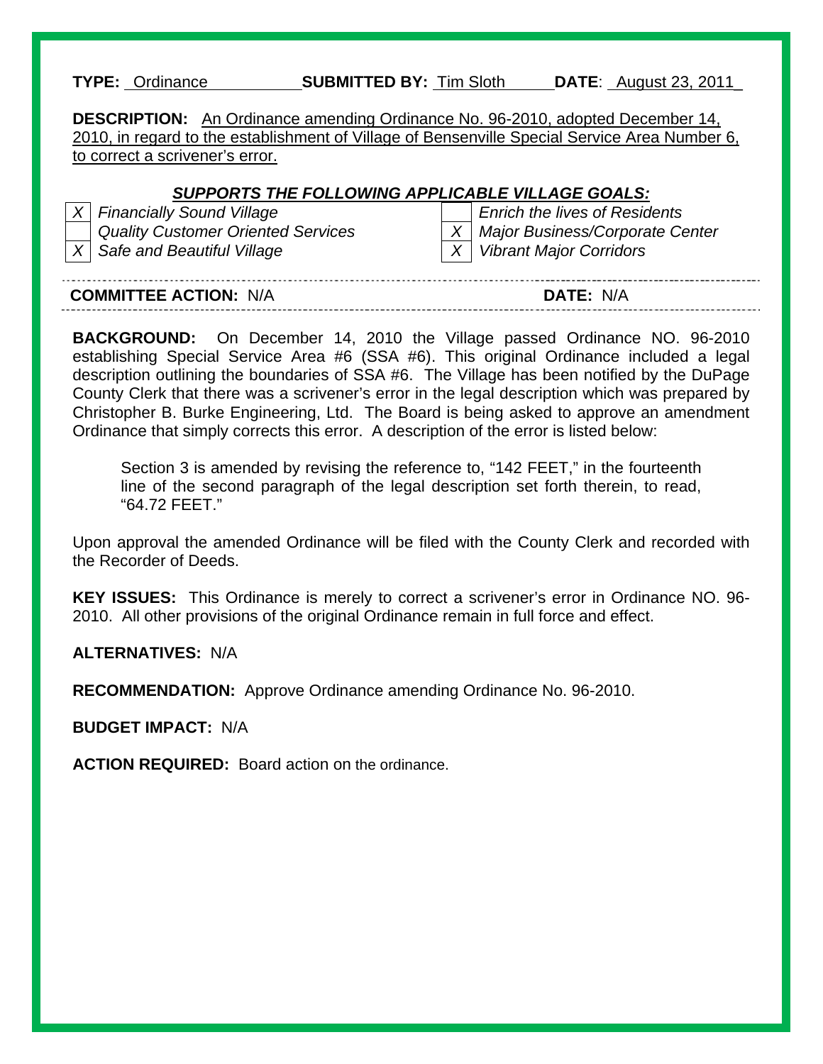**TYPE:** Ordinance **SUBMITTED BY:** Tim Sloth **DATE**: August 23, 2011

**DESCRIPTION:** An Ordinance amending Ordinance No. 96-2010, adopted December 14, 2010, in regard to the establishment of Village of Bensenville Special Service Area Number 6, to correct a scrivener's error.

***SUPPORTS THE FOLLOWING APPLICABLE VILLAGE GOALS:***

| | | | |
|---|---|---|---|
| *X* | *Financially Sound Village* | | *Enrich the lives of Residents* |
| | *Quality Customer Oriented Services* | *X* | *Major Business/Corporate Center* |
| *X* | *Safe and Beautiful Village* | *X* | *Vibrant Major Corridors* |

**COMMITTEE ACTION:** N/A **DATE:** N/A

**BACKGROUND:** On December 14, 2010 the Village passed Ordinance NO. 96-2010 establishing Special Service Area #6 (SSA #6). This original Ordinance included a legal description outlining the boundaries of SSA #6. The Village has been notified by the DuPage County Clerk that there was a scrivener's error in the legal description which was prepared by Christopher B. Burke Engineering, Ltd. The Board is being asked to approve an amendment Ordinance that simply corrects this error. A description of the error is listed below:

> Section 3 is amended by revising the reference to, "142 FEET," in the fourteenth line of the second paragraph of the legal description set forth therein, to read, "64.72 FEET."

Upon approval the amended Ordinance will be filed with the County Clerk and recorded with the Recorder of Deeds.

**KEY ISSUES:** This Ordinance is merely to correct a scrivener's error in Ordinance NO. 96-2010. All other provisions of the original Ordinance remain in full force and effect.

**ALTERNATIVES:** N/A

**RECOMMENDATION:** Approve Ordinance amending Ordinance No. 96-2010.

**BUDGET IMPACT:** N/A

**ACTION REQUIRED:** Board action on the ordinance.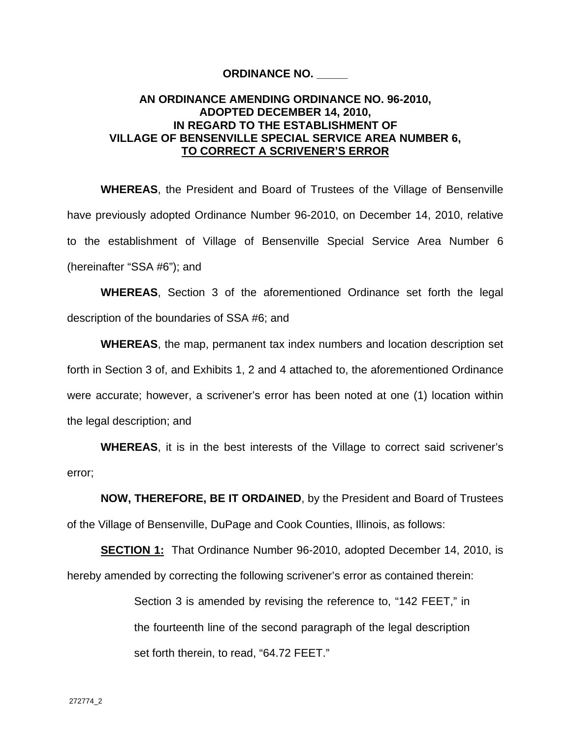**ORDINANCE NO. _____**

**AN ORDINANCE AMENDING ORDINANCE NO. 96-2010, ADOPTED DECEMBER 14, 2010, IN REGARD TO THE ESTABLISHMENT OF VILLAGE OF BENSENVILLE SPECIAL SERVICE AREA NUMBER 6, TO CORRECT A SCRIVENER'S ERROR**

**WHEREAS**, the President and Board of Trustees of the Village of Bensenville have previously adopted Ordinance Number 96-2010, on December 14, 2010, relative to the establishment of Village of Bensenville Special Service Area Number 6 (hereinafter "SSA #6"); and

**WHEREAS**, Section 3 of the aforementioned Ordinance set forth the legal description of the boundaries of SSA #6; and

**WHEREAS**, the map, permanent tax index numbers and location description set forth in Section 3 of, and Exhibits 1, 2 and 4 attached to, the aforementioned Ordinance were accurate; however, a scrivener's error has been noted at one (1) location within the legal description; and

**WHEREAS**, it is in the best interests of the Village to correct said scrivener's error;

**NOW, THEREFORE, BE IT ORDAINED**, by the President and Board of Trustees of the Village of Bensenville, DuPage and Cook Counties, Illinois, as follows:

**SECTION 1:** That Ordinance Number 96-2010, adopted December 14, 2010, is hereby amended by correcting the following scrivener's error as contained therein:

> Section 3 is amended by revising the reference to, "142 FEET," in the fourteenth line of the second paragraph of the legal description set forth therein, to read, "64.72 FEET."

272774_2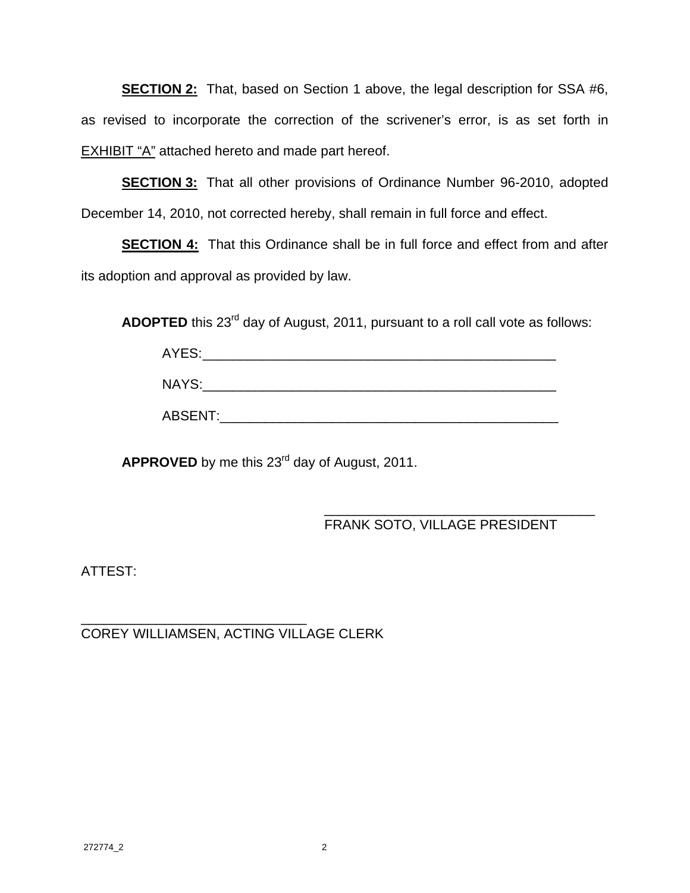**SECTION 2:** That, based on Section 1 above, the legal description for SSA #6, as revised to incorporate the correction of the scrivener's error, is as set forth in EXHIBIT "A" attached hereto and made part hereof.

**SECTION 3:** That all other provisions of Ordinance Number 96-2010, adopted December 14, 2010, not corrected hereby, shall remain in full force and effect.

**SECTION 4:** That this Ordinance shall be in full force and effect from and after its adoption and approval as provided by law.

**ADOPTED** this 23rd day of August, 2011, pursuant to a roll call vote as follows:

AYES:_______________________________________________

NAYS:_______________________________________________

ABSENT:_____________________________________________

**APPROVED** by me this 23rd day of August, 2011.

___________________________________
FRANK SOTO, VILLAGE PRESIDENT

ATTEST:

_____________________________
COREY WILLIAMSEN, ACTING VILLAGE CLERK

272774_2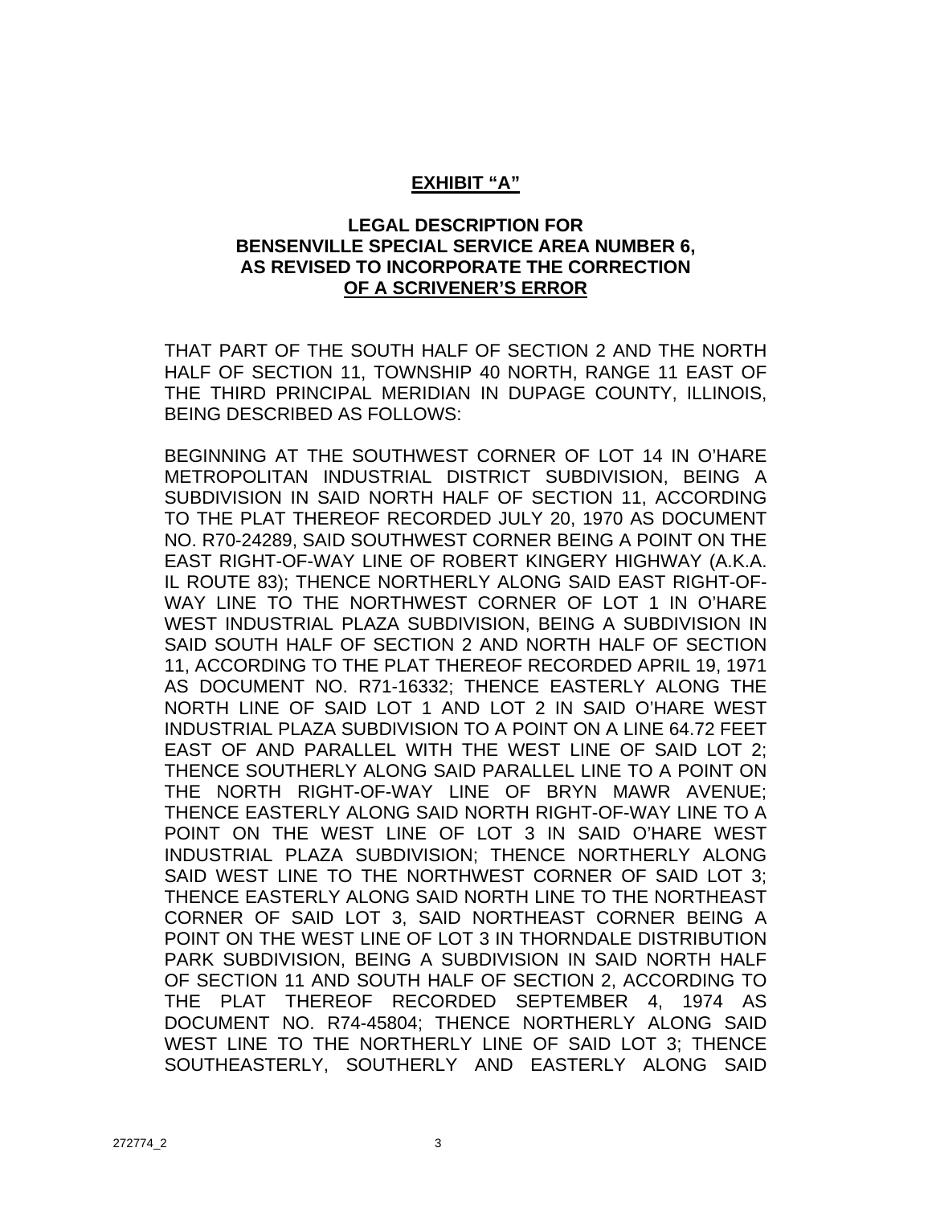# EXHIBIT "A"

## LEGAL DESCRIPTION FOR BENSENVILLE SPECIAL SERVICE AREA NUMBER 6, AS REVISED TO INCORPORATE THE CORRECTION OF A SCRIVENER'S ERROR

THAT PART OF THE SOUTH HALF OF SECTION 2 AND THE NORTH HALF OF SECTION 11, TOWNSHIP 40 NORTH, RANGE 11 EAST OF THE THIRD PRINCIPAL MERIDIAN IN DUPAGE COUNTY, ILLINOIS, BEING DESCRIBED AS FOLLOWS:

BEGINNING AT THE SOUTHWEST CORNER OF LOT 14 IN O'HARE METROPOLITAN INDUSTRIAL DISTRICT SUBDIVISION, BEING A SUBDIVISION IN SAID NORTH HALF OF SECTION 11, ACCORDING TO THE PLAT THEREOF RECORDED JULY 20, 1970 AS DOCUMENT NO. R70-24289, SAID SOUTHWEST CORNER BEING A POINT ON THE EAST RIGHT-OF-WAY LINE OF ROBERT KINGERY HIGHWAY (A.K.A. IL ROUTE 83); THENCE NORTHERLY ALONG SAID EAST RIGHT-OF-WAY LINE TO THE NORTHWEST CORNER OF LOT 1 IN O'HARE WEST INDUSTRIAL PLAZA SUBDIVISION, BEING A SUBDIVISION IN SAID SOUTH HALF OF SECTION 2 AND NORTH HALF OF SECTION 11, ACCORDING TO THE PLAT THEREOF RECORDED APRIL 19, 1971 AS DOCUMENT NO. R71-16332; THENCE EASTERLY ALONG THE NORTH LINE OF SAID LOT 1 AND LOT 2 IN SAID O'HARE WEST INDUSTRIAL PLAZA SUBDIVISION TO A POINT ON A LINE 64.72 FEET EAST OF AND PARALLEL WITH THE WEST LINE OF SAID LOT 2; THENCE SOUTHERLY ALONG SAID PARALLEL LINE TO A POINT ON THE NORTH RIGHT-OF-WAY LINE OF BRYN MAWR AVENUE; THENCE EASTERLY ALONG SAID NORTH RIGHT-OF-WAY LINE TO A POINT ON THE WEST LINE OF LOT 3 IN SAID O'HARE WEST INDUSTRIAL PLAZA SUBDIVISION; THENCE NORTHERLY ALONG SAID WEST LINE TO THE NORTHWEST CORNER OF SAID LOT 3; THENCE EASTERLY ALONG SAID NORTH LINE TO THE NORTHEAST CORNER OF SAID LOT 3, SAID NORTHEAST CORNER BEING A POINT ON THE WEST LINE OF LOT 3 IN THORNDALE DISTRIBUTION PARK SUBDIVISION, BEING A SUBDIVISION IN SAID NORTH HALF OF SECTION 11 AND SOUTH HALF OF SECTION 2, ACCORDING TO THE PLAT THEREOF RECORDED SEPTEMBER 4, 1974 AS DOCUMENT NO. R74-45804; THENCE NORTHERLY ALONG SAID WEST LINE TO THE NORTHERLY LINE OF SAID LOT 3; THENCE SOUTHEASTERLY, SOUTHERLY AND EASTERLY ALONG SAID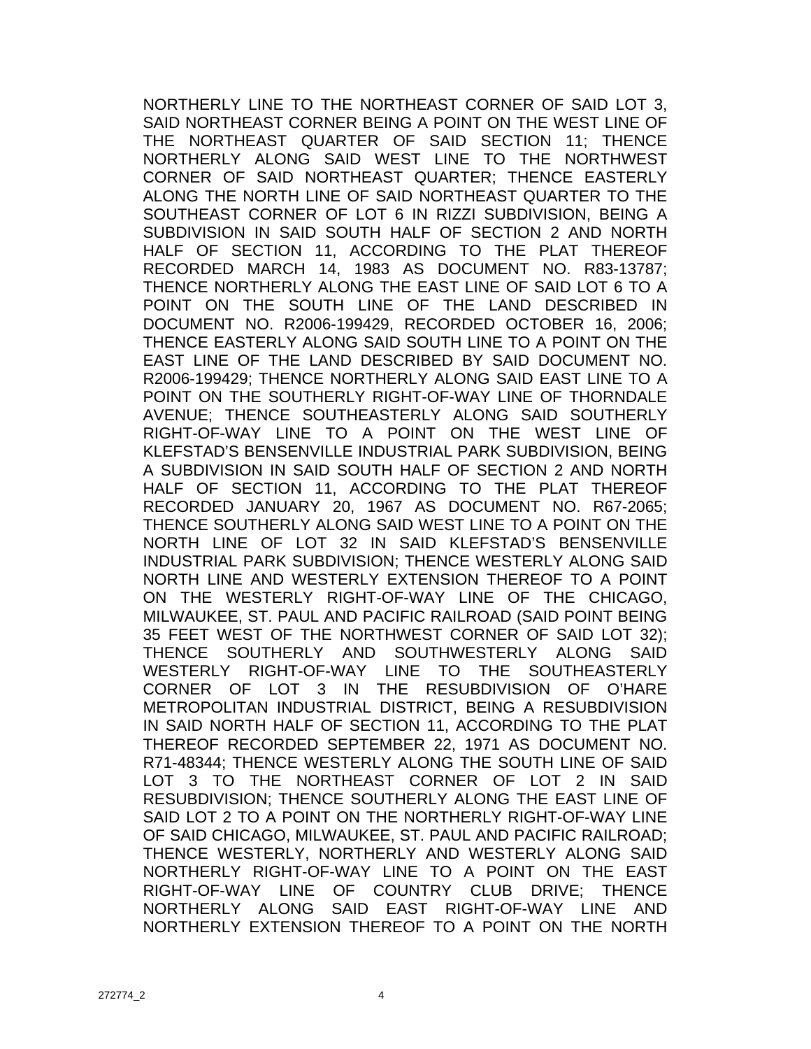NORTHERLY LINE TO THE NORTHEAST CORNER OF SAID LOT 3, SAID NORTHEAST CORNER BEING A POINT ON THE WEST LINE OF THE NORTHEAST QUARTER OF SAID SECTION 11; THENCE NORTHERLY ALONG SAID WEST LINE TO THE NORTHWEST CORNER OF SAID NORTHEAST QUARTER; THENCE EASTERLY ALONG THE NORTH LINE OF SAID NORTHEAST QUARTER TO THE SOUTHEAST CORNER OF LOT 6 IN RIZZI SUBDIVISION, BEING A SUBDIVISION IN SAID SOUTH HALF OF SECTION 2 AND NORTH HALF OF SECTION 11, ACCORDING TO THE PLAT THEREOF RECORDED MARCH 14, 1983 AS DOCUMENT NO. R83-13787; THENCE NORTHERLY ALONG THE EAST LINE OF SAID LOT 6 TO A POINT ON THE SOUTH LINE OF THE LAND DESCRIBED IN DOCUMENT NO. R2006-199429, RECORDED OCTOBER 16, 2006; THENCE EASTERLY ALONG SAID SOUTH LINE TO A POINT ON THE EAST LINE OF THE LAND DESCRIBED BY SAID DOCUMENT NO. R2006-199429; THENCE NORTHERLY ALONG SAID EAST LINE TO A POINT ON THE SOUTHERLY RIGHT-OF-WAY LINE OF THORNDALE AVENUE; THENCE SOUTHEASTERLY ALONG SAID SOUTHERLY RIGHT-OF-WAY LINE TO A POINT ON THE WEST LINE OF KLEFSTAD'S BENSENVILLE INDUSTRIAL PARK SUBDIVISION, BEING A SUBDIVISION IN SAID SOUTH HALF OF SECTION 2 AND NORTH HALF OF SECTION 11, ACCORDING TO THE PLAT THEREOF RECORDED JANUARY 20, 1967 AS DOCUMENT NO. R67-2065; THENCE SOUTHERLY ALONG SAID WEST LINE TO A POINT ON THE NORTH LINE OF LOT 32 IN SAID KLEFSTAD'S BENSENVILLE INDUSTRIAL PARK SUBDIVISION; THENCE WESTERLY ALONG SAID NORTH LINE AND WESTERLY EXTENSION THEREOF TO A POINT ON THE WESTERLY RIGHT-OF-WAY LINE OF THE CHICAGO, MILWAUKEE, ST. PAUL AND PACIFIC RAILROAD (SAID POINT BEING 35 FEET WEST OF THE NORTHWEST CORNER OF SAID LOT 32); THENCE SOUTHERLY AND SOUTHWESTERLY ALONG SAID WESTERLY RIGHT-OF-WAY LINE TO THE SOUTHEASTERLY CORNER OF LOT 3 IN THE RESUBDIVISION OF O'HARE METROPOLITAN INDUSTRIAL DISTRICT, BEING A RESUBDIVISION IN SAID NORTH HALF OF SECTION 11, ACCORDING TO THE PLAT THEREOF RECORDED SEPTEMBER 22, 1971 AS DOCUMENT NO. R71-48344; THENCE WESTERLY ALONG THE SOUTH LINE OF SAID LOT 3 TO THE NORTHEAST CORNER OF LOT 2 IN SAID RESUBDIVISION; THENCE SOUTHERLY ALONG THE EAST LINE OF SAID LOT 2 TO A POINT ON THE NORTHERLY RIGHT-OF-WAY LINE OF SAID CHICAGO, MILWAUKEE, ST. PAUL AND PACIFIC RAILROAD; THENCE WESTERLY, NORTHERLY AND WESTERLY ALONG SAID NORTHERLY RIGHT-OF-WAY LINE TO A POINT ON THE EAST RIGHT-OF-WAY LINE OF COUNTRY CLUB DRIVE; THENCE NORTHERLY ALONG SAID EAST RIGHT-OF-WAY LINE AND NORTHERLY EXTENSION THEREOF TO A POINT ON THE NORTH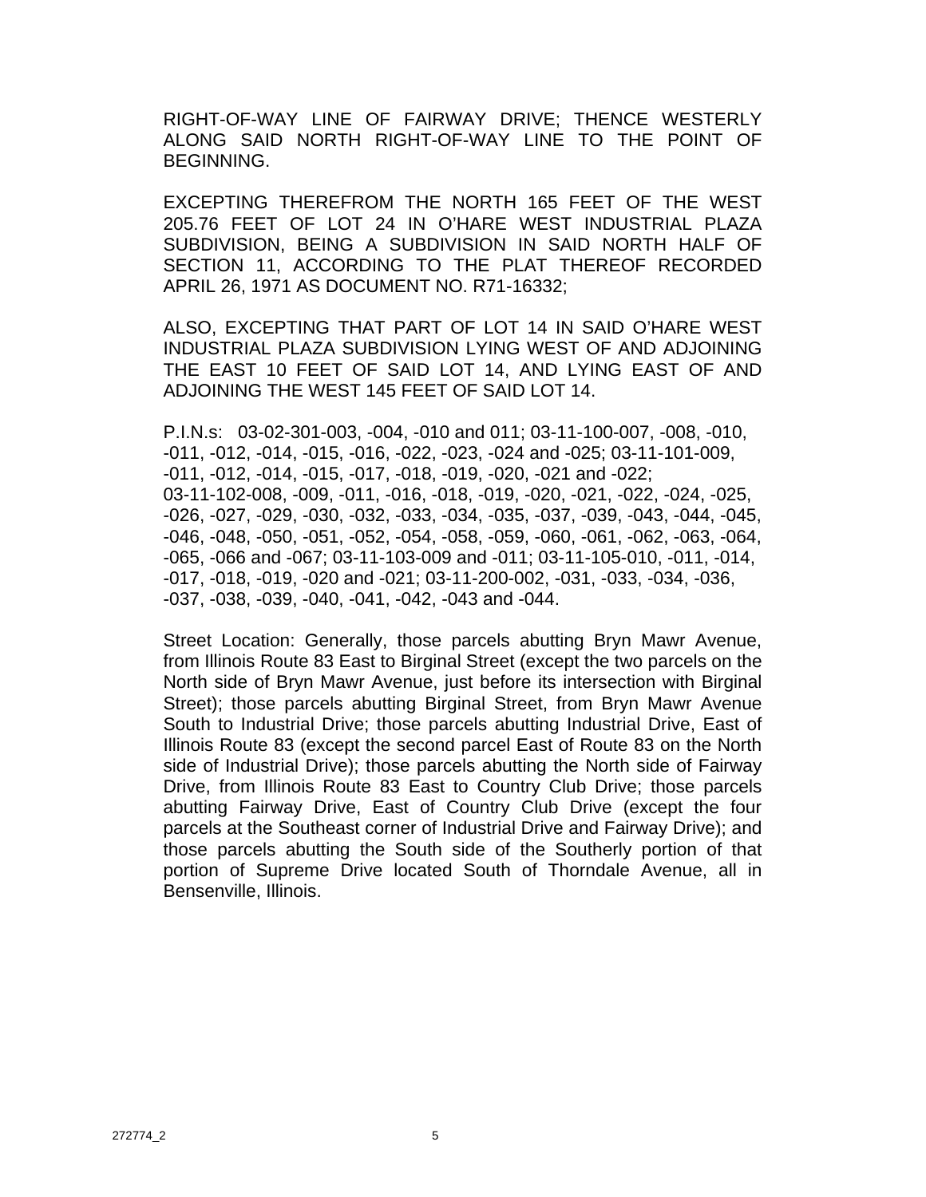RIGHT-OF-WAY LINE OF FAIRWAY DRIVE; THENCE WESTERLY ALONG SAID NORTH RIGHT-OF-WAY LINE TO THE POINT OF BEGINNING.

EXCEPTING THEREFROM THE NORTH 165 FEET OF THE WEST 205.76 FEET OF LOT 24 IN O'HARE WEST INDUSTRIAL PLAZA SUBDIVISION, BEING A SUBDIVISION IN SAID NORTH HALF OF SECTION 11, ACCORDING TO THE PLAT THEREOF RECORDED APRIL 26, 1971 AS DOCUMENT NO. R71-16332;

ALSO, EXCEPTING THAT PART OF LOT 14 IN SAID O'HARE WEST INDUSTRIAL PLAZA SUBDIVISION LYING WEST OF AND ADJOINING THE EAST 10 FEET OF SAID LOT 14, AND LYING EAST OF AND ADJOINING THE WEST 145 FEET OF SAID LOT 14.

P.I.N.s: 03-02-301-003, -004, -010 and 011; 03-11-100-007, -008, -010, -011, -012, -014, -015, -016, -022, -023, -024 and -025; 03-11-101-009, -011, -012, -014, -015, -017, -018, -019, -020, -021 and -022; 03-11-102-008, -009, -011, -016, -018, -019, -020, -021, -022, -024, -025, -026, -027, -029, -030, -032, -033, -034, -035, -037, -039, -043, -044, -045, -046, -048, -050, -051, -052, -054, -058, -059, -060, -061, -062, -063, -064, -065, -066 and -067; 03-11-103-009 and -011; 03-11-105-010, -011, -014, -017, -018, -019, -020 and -021; 03-11-200-002, -031, -033, -034, -036, -037, -038, -039, -040, -041, -042, -043 and -044.

Street Location: Generally, those parcels abutting Bryn Mawr Avenue, from Illinois Route 83 East to Birginal Street (except the two parcels on the North side of Bryn Mawr Avenue, just before its intersection with Birginal Street); those parcels abutting Birginal Street, from Bryn Mawr Avenue South to Industrial Drive; those parcels abutting Industrial Drive, East of Illinois Route 83 (except the second parcel East of Route 83 on the North side of Industrial Drive); those parcels abutting the North side of Fairway Drive, from Illinois Route 83 East to Country Club Drive; those parcels abutting Fairway Drive, East of Country Club Drive (except the four parcels at the Southeast corner of Industrial Drive and Fairway Drive); and those parcels abutting the South side of the Southerly portion of that portion of Supreme Drive located South of Thorndale Avenue, all in Bensenville, Illinois.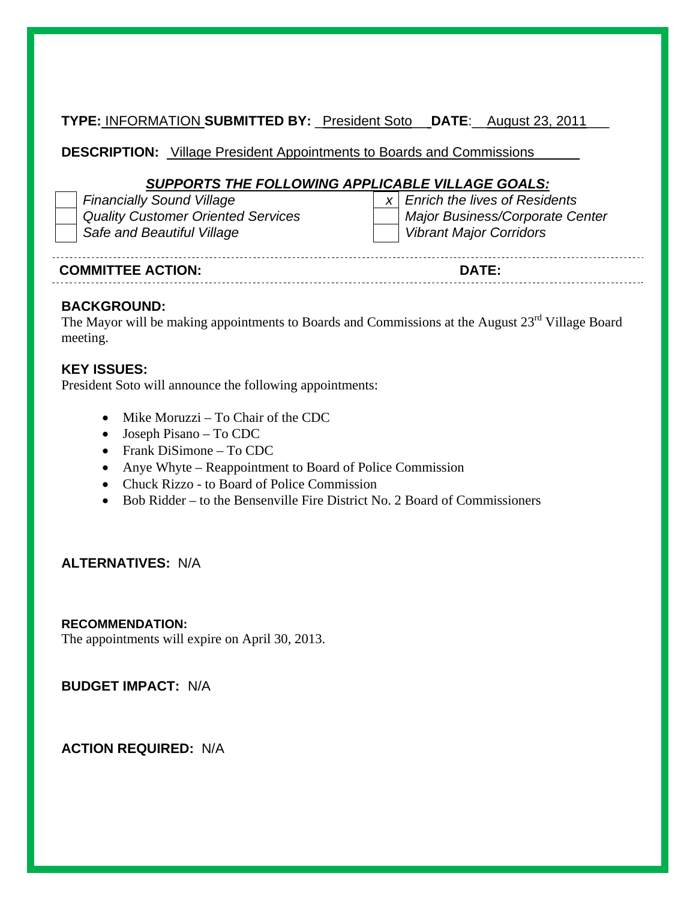**TYPE:** INFORMATION **SUBMITTED BY:** President Soto **DATE**: August 23, 2011

**DESCRIPTION:** Village President Appointments to Boards and Commissions

***SUPPORTS THE FOLLOWING APPLICABLE VILLAGE GOALS:***

| | | | |
|---|---|---|---|
| | *Financially Sound Village* | *x* | *Enrich the lives of Residents* |
| | *Quality Customer Oriented Services* | | *Major Business/Corporate Center* |
| | *Safe and Beautiful Village* | | *Vibrant Major Corridors* |

**COMMITTEE ACTION:** **DATE:**

**BACKGROUND:**

The Mayor will be making appointments to Boards and Commissions at the August 23rd Village Board meeting.

**KEY ISSUES:**

President Soto will announce the following appointments:

- Mike Moruzzi – To Chair of the CDC
- Joseph Pisano – To CDC
- Frank DiSimone – To CDC
- Anye Whyte – Reappointment to Board of Police Commission
- Chuck Rizzo - to Board of Police Commission
- Bob Ridder – to the Bensenville Fire District No. 2 Board of Commissioners

**ALTERNATIVES:** N/A

**RECOMMENDATION:**

The appointments will expire on April 30, 2013.

**BUDGET IMPACT:** N/A

**ACTION REQUIRED:** N/A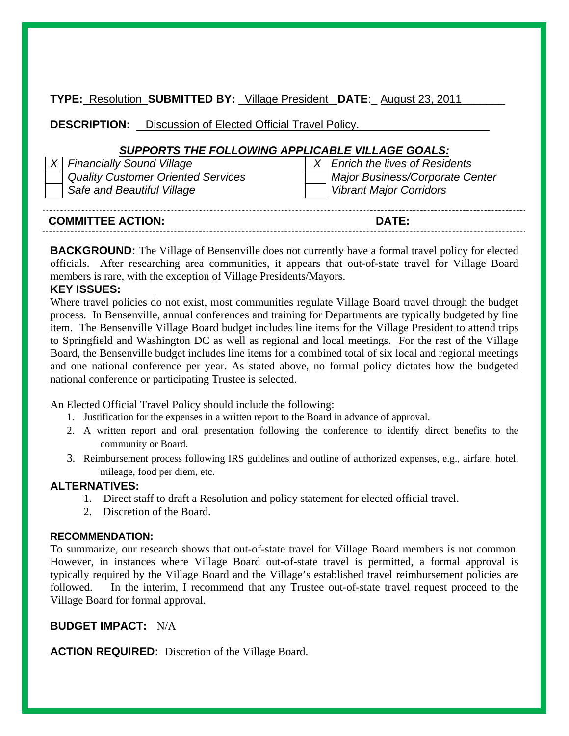**TYPE:** Resolution **SUBMITTED BY:** Village President **DATE**: August 23, 2011

**DESCRIPTION:** Discussion of Elected Official Travel Policy.

***SUPPORTS THE FOLLOWING APPLICABLE VILLAGE GOALS:***

| | | | |
|---|---|---|---|
| *X* | *Financially Sound Village* | *X* | *Enrich the lives of Residents* |
| | *Quality Customer Oriented Services* | | *Major Business/Corporate Center* |
| | *Safe and Beautiful Village* | | *Vibrant Major Corridors* |

**COMMITTEE ACTION:** **DATE:**

**BACKGROUND:** The Village of Bensenville does not currently have a formal travel policy for elected officials. After researching area communities, it appears that out-of-state travel for Village Board members is rare, with the exception of Village Presidents/Mayors.

**KEY ISSUES:**

Where travel policies do not exist, most communities regulate Village Board travel through the budget process. In Bensenville, annual conferences and training for Departments are typically budgeted by line item. The Bensenville Village Board budget includes line items for the Village President to attend trips to Springfield and Washington DC as well as regional and local meetings. For the rest of the Village Board, the Bensenville budget includes line items for a combined total of six local and regional meetings and one national conference per year. As stated above, no formal policy dictates how the budgeted national conference or participating Trustee is selected.

An Elected Official Travel Policy should include the following:

1. Justification for the expenses in a written report to the Board in advance of approval.
2. A written report and oral presentation following the conference to identify direct benefits to the community or Board.
3. Reimbursement process following IRS guidelines and outline of authorized expenses, e.g., airfare, hotel, mileage, food per diem, etc.

**ALTERNATIVES:**

1. Direct staff to draft a Resolution and policy statement for elected official travel.
2. Discretion of the Board.

**RECOMMENDATION:**

To summarize, our research shows that out-of-state travel for Village Board members is not common. However, in instances where Village Board out-of-state travel is permitted, a formal approval is typically required by the Village Board and the Village's established travel reimbursement policies are followed. In the interim, I recommend that any Trustee out-of-state travel request proceed to the Village Board for formal approval.

**BUDGET IMPACT:** N/A

**ACTION REQUIRED:** Discretion of the Village Board.